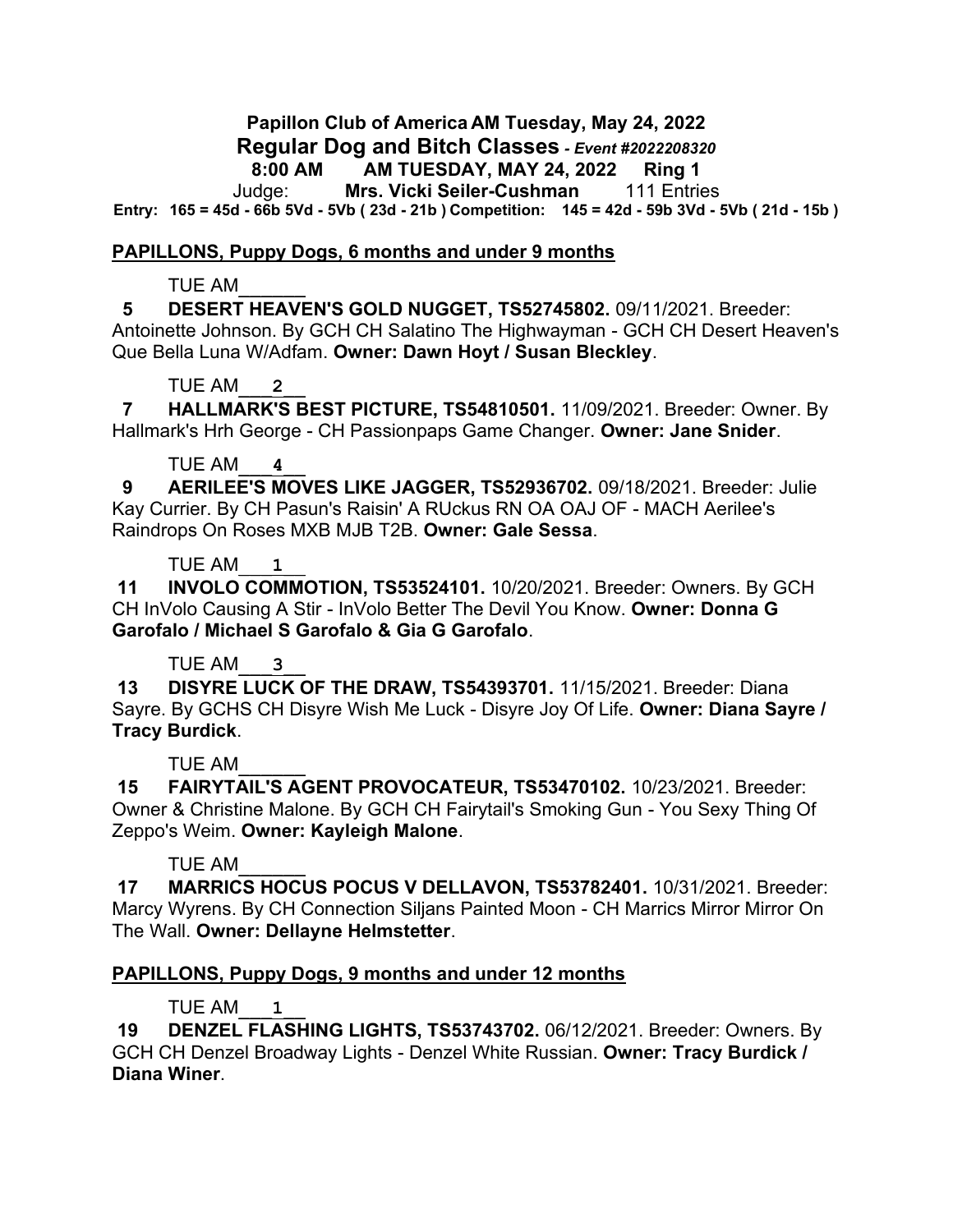**Papillon Club of America AM Tuesday, May 24, 2022**

**Regular Dog and Bitch Classes** *- Event #2022208320*

**8:00 AM AM TUESDAY, MAY 24, 2022 Ring 1**

Judge: **Mrs. Vicki Seiler-Cushman** 111 Entries

**Entry: 165 = 45d - 66b 5Vd - 5Vb ( 23d - 21b ) Competition: 145 = 42d - 59b 3Vd - 5Vb ( 21d - 15b )**

## PAPILLONS, Puppy Dogs, 6 months and under 9 months

TUE AM______

**5 DESERT HEAVEN'S GOLD NUGGET, TS52745802.** 09/11/2021. Breeder: Antoinette Johnson. By GCH CH Salatino The Highwayman - GCH CH Desert Heaven's Que Bella Luna W/Adfam. **Owner: Dawn Hoyt / Susan Bleckley**.

TUE AM___2__

**7 HALLMARK'S BEST PICTURE, TS54810501.** 11/09/2021. Breeder: Owner. By Hallmark's Hrh George - CH Passionpaps Game Changer. **Owner: Jane Snider**.

TUE AM___4__

**9 AERILEE'S MOVES LIKE JAGGER, TS52936702.** 09/18/2021. Breeder: Julie Kay Currier. By CH Pasun's Raisin' A RUckus RN OA OAJ OF - MACH Aerilee's Raindrops On Roses MXB MJB T2B. **Owner: Gale Sessa**.

TUE AM___1__

**11 INVOLO COMMOTION, TS53524101.** 10/20/2021. Breeder: Owners. By GCH CH InVolo Causing A Stir - InVolo Better The Devil You Know. **Owner: Donna G Garofalo / Michael S Garofalo & Gia G Garofalo**.

TUE AM___3__

**13 DISYRE LUCK OF THE DRAW, TS54393701.** 11/15/2021. Breeder: Diana Sayre. By GCHS CH Disyre Wish Me Luck - Disyre Joy Of Life. **Owner: Diana Sayre / Tracy Burdick**.

TUE AM______

**15 FAIRYTAIL'S AGENT PROVOCATEUR, TS53470102.** 10/23/2021. Breeder: Owner & Christine Malone. By GCH CH Fairytail's Smoking Gun - You Sexy Thing Of Zeppo's Weim. **Owner: Kayleigh Malone**.

TUE AM______

**17 MARRICS HOCUS POCUS V DELLAVON, TS53782401.** 10/31/2021. Breeder: Marcy Wyrens. By CH Connection Siljans Painted Moon - CH Marrics Mirror Mirror On The Wall. **Owner: Dellayne Helmstetter**.

## PAPILLONS, Puppy Dogs, 9 months and under 12 months

TUE AM___1__

**19 DENZEL FLASHING LIGHTS, TS53743702.** 06/12/2021. Breeder: Owners. By GCH CH Denzel Broadway Lights - Denzel White Russian. **Owner: Tracy Burdick / Diana Winer**.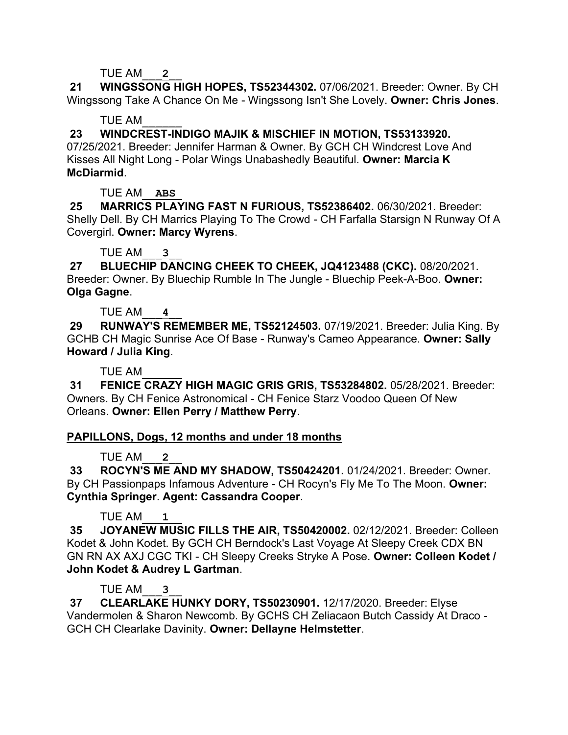TUE AM___2__

**21 WINGSSONG HIGH HOPES, TS52344302.** 07/06/2021. Breeder: Owner. By CH Wingssong Take A Chance On Me - Wingssong Isn't She Lovely. **Owner: Chris Jones**.

TUE AM______

**23 WINDCREST-INDIGO MAJIK & MISCHIEF IN MOTION, TS53133920.** 07/25/2021. Breeder: Jennifer Harman & Owner. By GCH CH Windcrest Love And Kisses All Night Long - Polar Wings Unabashedly Beautiful. **Owner: Marcia K McDiarmid**.

TUE AM__ABS__

**25 MARRICS PLAYING FAST N FURIOUS, TS52386402.** 06/30/2021. Breeder: Shelly Dell. By CH Marrics Playing To The Crowd - CH Farfalla Starsign N Runway Of A Covergirl. **Owner: Marcy Wyrens**.

TUE AM___3__

**27 BLUECHIP DANCING CHEEK TO CHEEK, JQ4123488 (CKC).** 08/20/2021. Breeder: Owner. By Bluechip Rumble In The Jungle - Bluechip Peek-A-Boo. **Owner: Olga Gagne**.

TUE AM___4__

**29 RUNWAY'S REMEMBER ME, TS52124503.** 07/19/2021. Breeder: Julia King. By GCHB CH Magic Sunrise Ace Of Base - Runway's Cameo Appearance. **Owner: Sally Howard / Julia King**.

TUE AM______

**31 FENICE CRAZY HIGH MAGIC GRIS GRIS, TS53284802.** 05/28/2021. Breeder: Owners. By CH Fenice Astronomical - CH Fenice Starz Voodoo Queen Of New Orleans. **Owner: Ellen Perry / Matthew Perry**.

**PAPILLONS, Dogs, 12 months and under 18 months**

TUE AM___2__

**33 ROCYN'S ME AND MY SHADOW, TS50424201.** 01/24/2021. Breeder: Owner. By CH Passionpaps Infamous Adventure - CH Rocyn's Fly Me To The Moon. **Owner: Cynthia Springer**. **Agent: Cassandra Cooper**.

TUE AM___1__

**35 JOYANEW MUSIC FILLS THE AIR, TS50420002.** 02/12/2021. Breeder: Colleen Kodet & John Kodet. By GCH CH Berndock's Last Voyage At Sleepy Creek CDX BN GN RN AX AXJ CGC TKI - CH Sleepy Creeks Stryke A Pose. **Owner: Colleen Kodet / John Kodet & Audrey L Gartman**.

TUE AM___3__

**37 CLEARLAKE HUNKY DORY, TS50230901.** 12/17/2020. Breeder: Elyse Vandermolen & Sharon Newcomb. By GCHS CH Zeliacaon Butch Cassidy At Draco - GCH CH Clearlake Davinity. **Owner: Dellayne Helmstetter**.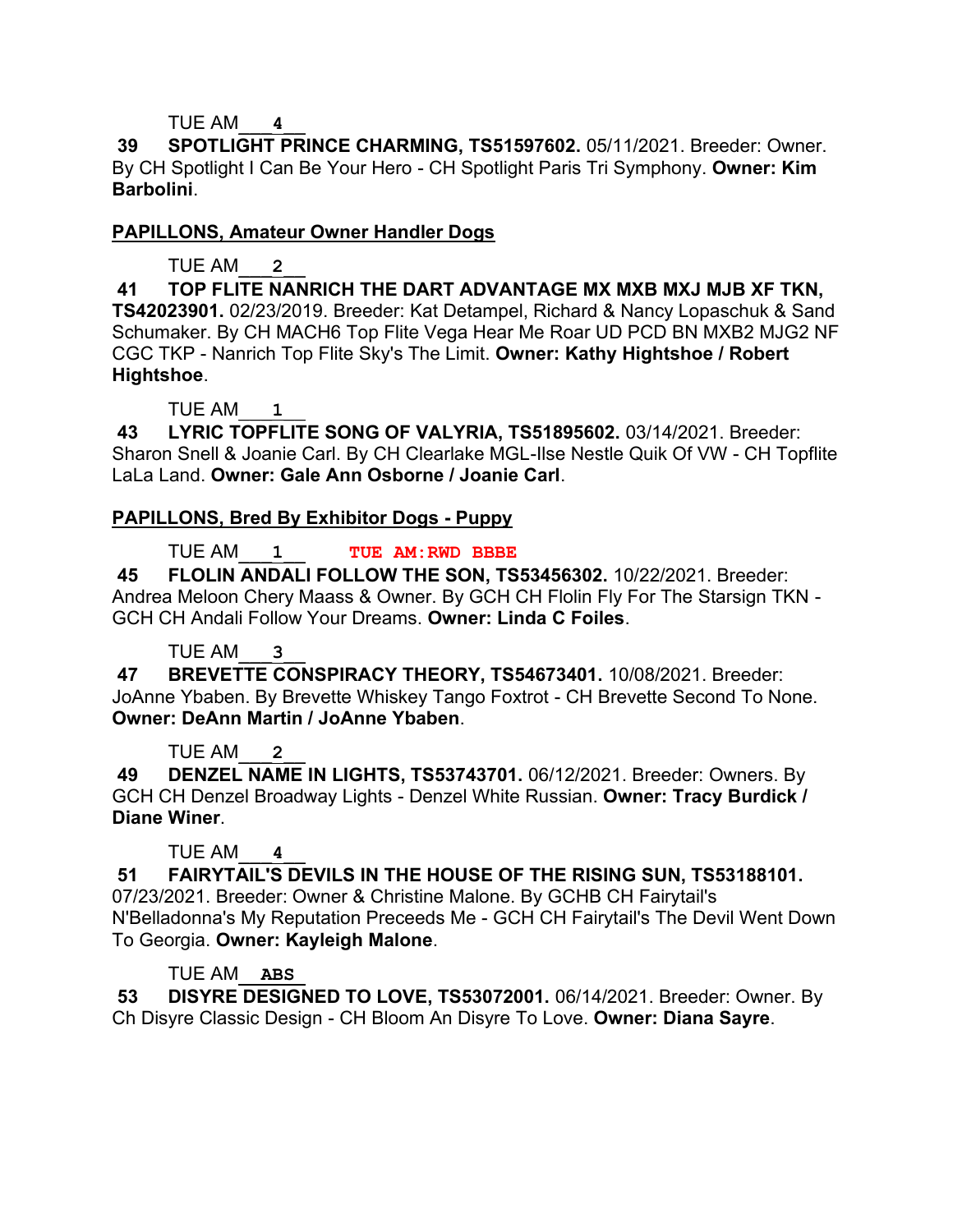TUE AM___4___

**39 SPOTLIGHT PRINCE CHARMING, TS51597602.** 05/11/2021. Breeder: Owner. By CH Spotlight I Can Be Your Hero - CH Spotlight Paris Tri Symphony. **Owner: Kim Barbolini**.

## PAPILLONS, Amateur Owner Handler Dogs

TUE AM___2___

**41 TOP FLITE NANRICH THE DART ADVANTAGE MX MXB MXJ MJB XF TKN, TS42023901.** 02/23/2019. Breeder: Kat Detampel, Richard & Nancy Lopaschuk & Sand Schumaker. By CH MACH6 Top Flite Vega Hear Me Roar UD PCD BN MXB2 MJG2 NF CGC TKP - Nanrich Top Flite Sky's The Limit. **Owner: Kathy Hightshoe / Robert Hightshoe**.

TUE AM___1___

**43 LYRIC TOPFLITE SONG OF VALYRIA, TS51895602.** 03/14/2021. Breeder: Sharon Snell & Joanie Carl. By CH Clearlake MGL-Ilse Nestle Quik Of VW - CH Topflite LaLa Land. **Owner: Gale Ann Osborne / Joanie Carl**.

## PAPILLONS, Bred By Exhibitor Dogs - Puppy

TUE AM___1___ **TUE AM:RWD BBBE**

**45 FLOLIN ANDALI FOLLOW THE SON, TS53456302.** 10/22/2021. Breeder: Andrea Meloon Chery Maass & Owner. By GCH CH Flolin Fly For The Starsign TKN - GCH CH Andali Follow Your Dreams. **Owner: Linda C Foiles**.

TUE AM___3___

**47 BREVETTE CONSPIRACY THEORY, TS54673401.** 10/08/2021. Breeder: JoAnne Ybaben. By Brevette Whiskey Tango Foxtrot - CH Brevette Second To None. **Owner: DeAnn Martin / JoAnne Ybaben**.

TUE AM___2___

**49 DENZEL NAME IN LIGHTS, TS53743701.** 06/12/2021. Breeder: Owners. By GCH CH Denzel Broadway Lights - Denzel White Russian. **Owner: Tracy Burdick / Diane Winer**.

TUE AM___4___

**51 FAIRYTAIL'S DEVILS IN THE HOUSE OF THE RISING SUN, TS53188101.** 07/23/2021. Breeder: Owner & Christine Malone. By GCHB CH Fairytail's N'Belladonna's My Reputation Preceeds Me - GCH CH Fairytail's The Devil Went Down To Georgia. **Owner: Kayleigh Malone**.

TUE AM__ABS__

**53 DISYRE DESIGNED TO LOVE, TS53072001.** 06/14/2021. Breeder: Owner. By Ch Disyre Classic Design - CH Bloom An Disyre To Love. **Owner: Diana Sayre**.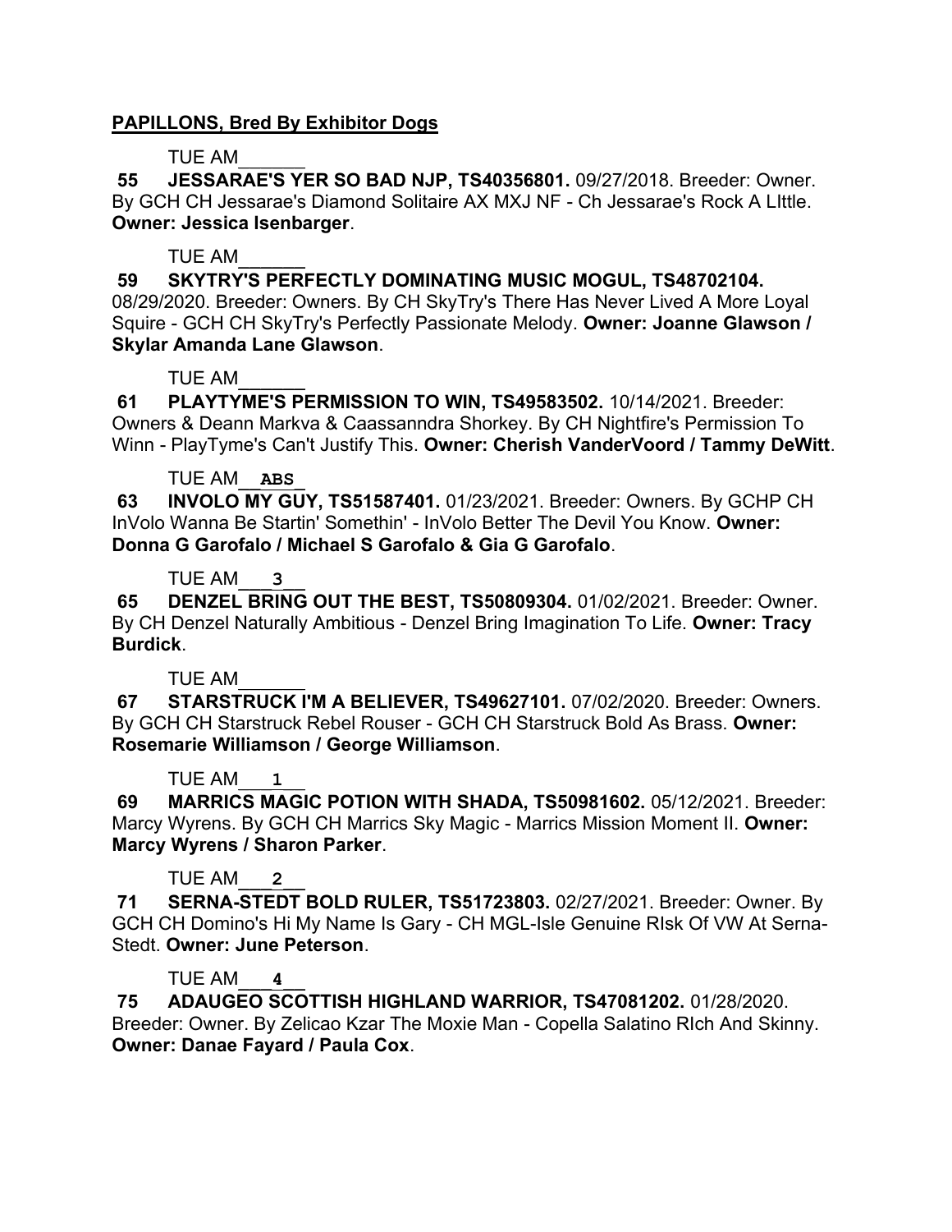**PAPILLONS, Bred By Exhibitor Dogs**

TUE AM______

**55 JESSARAE'S YER SO BAD NJP, TS40356801.** 09/27/2018. Breeder: Owner. By GCH CH Jessarae's Diamond Solitaire AX MXJ NF - Ch Jessarae's Rock A LIttle. **Owner: Jessica Isenbarger**.

TUE AM______

**59 SKYTRY'S PERFECTLY DOMINATING MUSIC MOGUL, TS48702104.** 08/29/2020. Breeder: Owners. By CH SkyTry's There Has Never Lived A More Loyal Squire - GCH CH SkyTry's Perfectly Passionate Melody. **Owner: Joanne Glawson / Skylar Amanda Lane Glawson**.

TUE AM______

**61 PLAYTYME'S PERMISSION TO WIN, TS49583502.** 10/14/2021. Breeder: Owners & Deann Markva & Caassanndra Shorkey. By CH Nightfire's Permission To Winn - PlayTyme's Can't Justify This. **Owner: Cherish VanderVoord / Tammy DeWitt**.

TUE AM__ABS__

**63 INVOLO MY GUY, TS51587401.** 01/23/2021. Breeder: Owners. By GCHP CH InVolo Wanna Be Startin' Somethin' - InVolo Better The Devil You Know. **Owner: Donna G Garofalo / Michael S Garofalo & Gia G Garofalo**.

TUE AM___3___

**65 DENZEL BRING OUT THE BEST, TS50809304.** 01/02/2021. Breeder: Owner. By CH Denzel Naturally Ambitious - Denzel Bring Imagination To Life. **Owner: Tracy Burdick**.

TUE AM______

**67 STARSTRUCK I'M A BELIEVER, TS49627101.** 07/02/2020. Breeder: Owners. By GCH CH Starstruck Rebel Rouser - GCH CH Starstruck Bold As Brass. **Owner: Rosemarie Williamson / George Williamson**.

TUE AM___1___

**69 MARRICS MAGIC POTION WITH SHADA, TS50981602.** 05/12/2021. Breeder: Marcy Wyrens. By GCH CH Marrics Sky Magic - Marrics Mission Moment II. **Owner: Marcy Wyrens / Sharon Parker**.

TUE AM___2___

**71 SERNA-STEDT BOLD RULER, TS51723803.** 02/27/2021. Breeder: Owner. By GCH CH Domino's Hi My Name Is Gary - CH MGL-Isle Genuine RIsk Of VW At Serna-Stedt. **Owner: June Peterson**.

TUE AM___4___

**75 ADAUGEO SCOTTISH HIGHLAND WARRIOR, TS47081202.** 01/28/2020. Breeder: Owner. By Zelicao Kzar The Moxie Man - Copella Salatino RIch And Skinny. **Owner: Danae Fayard / Paula Cox**.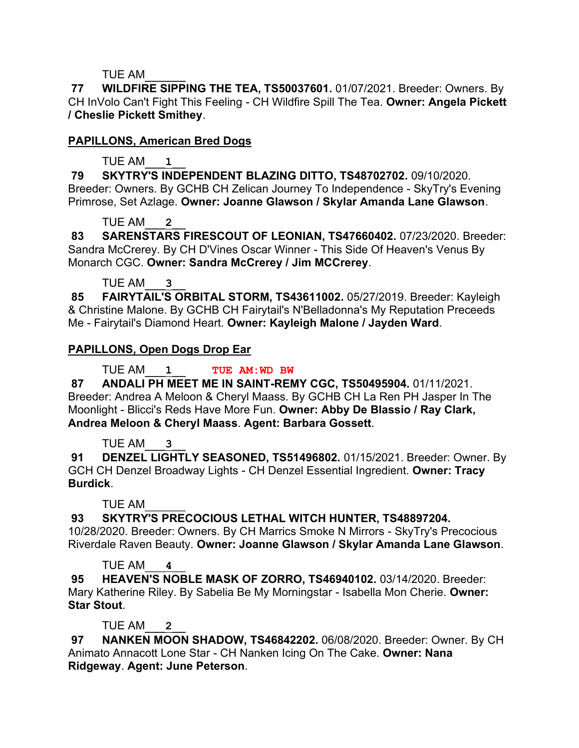TUE AM______

**77 WILDFIRE SIPPING THE TEA, TS50037601.** 01/07/2021. Breeder: Owners. By CH InVolo Can't Fight This Feeling - CH Wildfire Spill The Tea. **Owner: Angela Pickett / Cheslie Pickett Smithey**.

## PAPILLONS, American Bred Dogs

TUE AM___1___

**79 SKYTRY'S INDEPENDENT BLAZING DITTO, TS48702702.** 09/10/2020. Breeder: Owners. By GCHB CH Zelican Journey To Independence - SkyTry's Evening Primrose, Set Azlage. **Owner: Joanne Glawson / Skylar Amanda Lane Glawson**.

TUE AM___2___

**83 SARENSTARS FIRESCOUT OF LEONIAN, TS47660402.** 07/23/2020. Breeder: Sandra McCrerey. By CH D'Vines Oscar Winner - This Side Of Heaven's Venus By Monarch CGC. **Owner: Sandra McCrerey / Jim MCCrerey**.

TUE AM___3___

**85 FAIRYTAIL'S ORBITAL STORM, TS43611002.** 05/27/2019. Breeder: Kayleigh & Christine Malone. By GCHB CH Fairytail's N'Belladonna's My Reputation Preceeds Me - Fairytail's Diamond Heart. **Owner: Kayleigh Malone / Jayden Ward**.

## PAPILLONS, Open Dogs Drop Ear

TUE AM___1___ TUE AM:WD BW

**87 ANDALI PH MEET ME IN SAINT-REMY CGC, TS50495904.** 01/11/2021. Breeder: Andrea A Meloon & Cheryl Maass. By GCHB CH La Ren PH Jasper In The Moonlight - Blicci's Reds Have More Fun. **Owner: Abby De Blassio / Ray Clark, Andrea Meloon & Cheryl Maass**. **Agent: Barbara Gossett**.

TUE AM___3___

**91 DENZEL LIGHTLY SEASONED, TS51496802.** 01/15/2021. Breeder: Owner. By GCH CH Denzel Broadway Lights - CH Denzel Essential Ingredient. **Owner: Tracy Burdick**.

TUE AM______

**93 SKYTRY'S PRECOCIOUS LETHAL WITCH HUNTER, TS48897204.** 10/28/2020. Breeder: Owners. By CH Marrics Smoke N Mirrors - SkyTry's Precocious Riverdale Raven Beauty. **Owner: Joanne Glawson / Skylar Amanda Lane Glawson**.

TUE AM___4___

**95 HEAVEN'S NOBLE MASK OF ZORRO, TS46940102.** 03/14/2020. Breeder: Mary Katherine Riley. By Sabelia Be My Morningstar - Isabella Mon Cherie. **Owner: Star Stout**.

TUE AM___2___

**97 NANKEN MOON SHADOW, TS46842202.** 06/08/2020. Breeder: Owner. By CH Animato Annacott Lone Star - CH Nanken Icing On The Cake. **Owner: Nana Ridgeway**. **Agent: June Peterson**.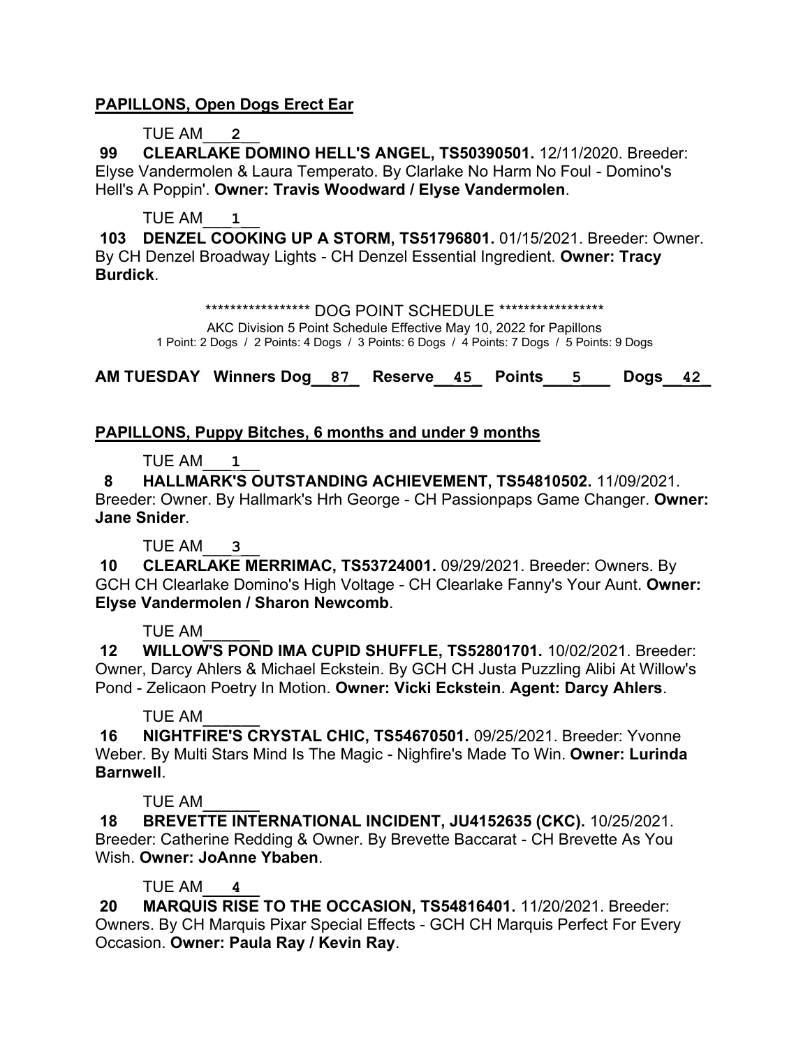**PAPILLONS, Open Dogs Erect Ear**

TUE AM___2___

**99 CLEARLAKE DOMINO HELL'S ANGEL, TS50390501.** 12/11/2020. Breeder: Elyse Vandermolen & Laura Temperato. By Clarlake No Harm No Foul - Domino's Hell's A Poppin'. **Owner: Travis Woodward / Elyse Vandermolen**.

TUE AM___1___

**103 DENZEL COOKING UP A STORM, TS51796801.** 01/15/2021. Breeder: Owner. By CH Denzel Broadway Lights - CH Denzel Essential Ingredient. **Owner: Tracy Burdick**.

***************** DOG POINT SCHEDULE *****************

AKC Division 5 Point Schedule Effective May 10, 2022 for Papillons

1 Point: 2 Dogs / 2 Points: 4 Dogs / 3 Points: 6 Dogs / 4 Points: 7 Dogs / 5 Points: 9 Dogs

**AM TUESDAY Winners Dog__87__ Reserve__45__ Points___5___ Dogs__42__**

**PAPILLONS, Puppy Bitches, 6 months and under 9 months**

TUE AM___1___

**8 HALLMARK'S OUTSTANDING ACHIEVEMENT, TS54810502.** 11/09/2021. Breeder: Owner. By Hallmark's Hrh George - CH Passionpaps Game Changer. **Owner: Jane Snider**.

TUE AM___3___

**10 CLEARLAKE MERRIMAC, TS53724001.** 09/29/2021. Breeder: Owners. By GCH CH Clearlake Domino's High Voltage - CH Clearlake Fanny's Your Aunt. **Owner: Elyse Vandermolen / Sharon Newcomb**.

TUE AM______

**12 WILLOW'S POND IMA CUPID SHUFFLE, TS52801701.** 10/02/2021. Breeder: Owner, Darcy Ahlers & Michael Eckstein. By GCH CH Justa Puzzling Alibi At Willow's Pond - Zelicaon Poetry In Motion. **Owner: Vicki Eckstein**. **Agent: Darcy Ahlers**.

TUE AM______

**16 NIGHTFIRE'S CRYSTAL CHIC, TS54670501.** 09/25/2021. Breeder: Yvonne Weber. By Multi Stars Mind Is The Magic - Nighfire's Made To Win. **Owner: Lurinda Barnwell**.

TUE AM______

**18 BREVETTE INTERNATIONAL INCIDENT, JU4152635 (CKC).** 10/25/2021. Breeder: Catherine Redding & Owner. By Brevette Baccarat - CH Brevette As You Wish. **Owner: JoAnne Ybaben**.

TUE AM___4___

**20 MARQUIS RISE TO THE OCCASION, TS54816401.** 11/20/2021. Breeder: Owners. By CH Marquis Pixar Special Effects - GCH CH Marquis Perfect For Every Occasion. **Owner: Paula Ray / Kevin Ray**.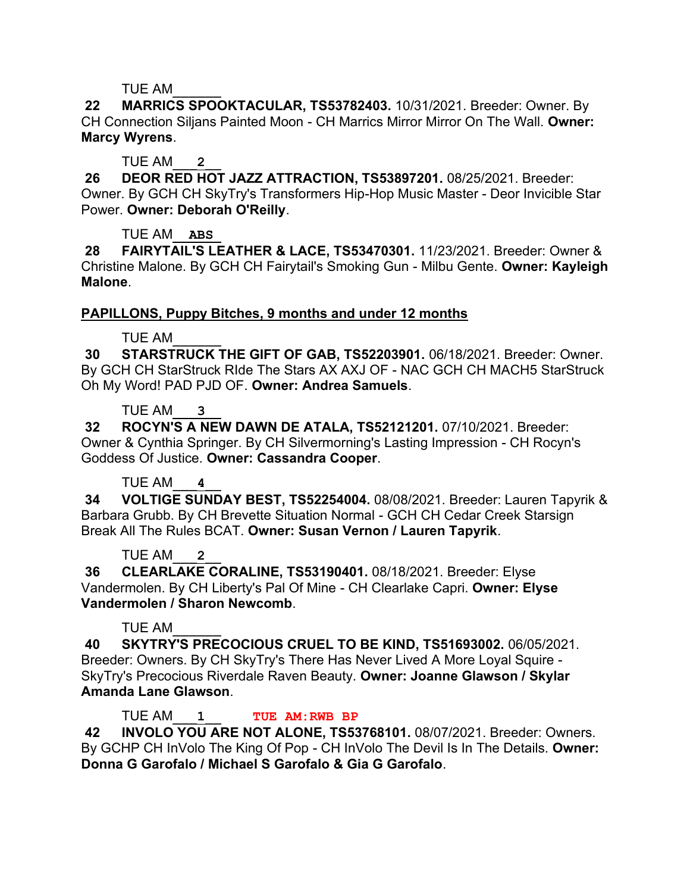TUE AM______

**22 MARRICS SPOOKTACULAR, TS53782403.** 10/31/2021. Breeder: Owner. By CH Connection Siljans Painted Moon - CH Marrics Mirror Mirror On The Wall. **Owner: Marcy Wyrens**.

TUE AM___2___

**26 DEOR RED HOT JAZZ ATTRACTION, TS53897201.** 08/25/2021. Breeder: Owner. By GCH CH SkyTry's Transformers Hip-Hop Music Master - Deor Invicible Star Power. **Owner: Deborah O'Reilly**.

TUE AM__ABS__

**28 FAIRYTAIL'S LEATHER & LACE, TS53470301.** 11/23/2021. Breeder: Owner & Christine Malone. By GCH CH Fairytail's Smoking Gun - Milbu Gente. **Owner: Kayleigh Malone**.

**PAPILLONS, Puppy Bitches, 9 months and under 12 months**

TUE AM______

**30 STARSTRUCK THE GIFT OF GAB, TS52203901.** 06/18/2021. Breeder: Owner. By GCH CH StarStruck RIde The Stars AX AXJ OF - NAC GCH CH MACH5 StarStruck Oh My Word! PAD PJD OF. **Owner: Andrea Samuels**.

TUE AM___3___

**32 ROCYN'S A NEW DAWN DE ATALA, TS52121201.** 07/10/2021. Breeder: Owner & Cynthia Springer. By CH Silvermorning's Lasting Impression - CH Rocyn's Goddess Of Justice. **Owner: Cassandra Cooper**.

TUE AM___4___

**34 VOLTIGE SUNDAY BEST, TS52254004.** 08/08/2021. Breeder: Lauren Tapyrik & Barbara Grubb. By CH Brevette Situation Normal - GCH CH Cedar Creek Starsign Break All The Rules BCAT. **Owner: Susan Vernon / Lauren Tapyrik**.

TUE AM___2___

**36 CLEARLAKE CORALINE, TS53190401.** 08/18/2021. Breeder: Elyse Vandermolen. By CH Liberty's Pal Of Mine - CH Clearlake Capri. **Owner: Elyse Vandermolen / Sharon Newcomb**.

TUE AM______

**40 SKYTRY'S PRECOCIOUS CRUEL TO BE KIND, TS51693002.** 06/05/2021. Breeder: Owners. By CH SkyTry's There Has Never Lived A More Loyal Squire - SkyTry's Precocious Riverdale Raven Beauty. **Owner: Joanne Glawson / Skylar Amanda Lane Glawson**.

TUE AM___1___ **TUE AM:RWB BP**

**42 INVOLO YOU ARE NOT ALONE, TS53768101.** 08/07/2021. Breeder: Owners. By GCHP CH InVolo The King Of Pop - CH InVolo The Devil Is In The Details. **Owner: Donna G Garofalo / Michael S Garofalo & Gia G Garofalo**.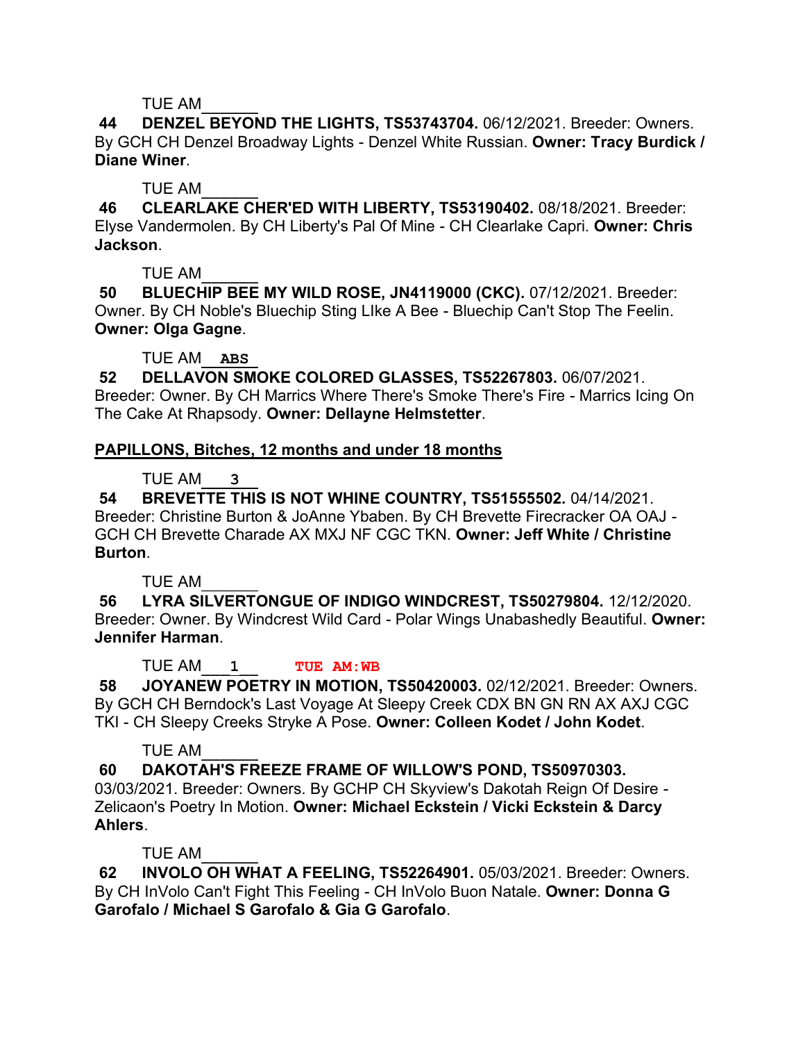TUE AM______

**44 DENZEL BEYOND THE LIGHTS, TS53743704.** 06/12/2021. Breeder: Owners. By GCH CH Denzel Broadway Lights - Denzel White Russian. **Owner: Tracy Burdick / Diane Winer**.

TUE AM______

**46 CLEARLAKE CHER'ED WITH LIBERTY, TS53190402.** 08/18/2021. Breeder: Elyse Vandermolen. By CH Liberty's Pal Of Mine - CH Clearlake Capri. **Owner: Chris Jackson**.

TUE AM______

**50 BLUECHIP BEE MY WILD ROSE, JN4119000 (CKC).** 07/12/2021. Breeder: Owner. By CH Noble's Bluechip Sting LIke A Bee - Bluechip Can't Stop The Feelin. **Owner: Olga Gagne**.

TUE AM__ABS__

**52 DELLAVON SMOKE COLORED GLASSES, TS52267803.** 06/07/2021. Breeder: Owner. By CH Marrics Where There's Smoke There's Fire - Marrics Icing On The Cake At Rhapsody. **Owner: Dellayne Helmstetter**.

## PAPILLONS, Bitches, 12 months and under 18 months

TUE AM___3__

**54 BREVETTE THIS IS NOT WHINE COUNTRY, TS51555502.** 04/14/2021. Breeder: Christine Burton & JoAnne Ybaben. By CH Brevette Firecracker OA OAJ - GCH CH Brevette Charade AX MXJ NF CGC TKN. **Owner: Jeff White / Christine Burton**.

TUE AM______

**56 LYRA SILVERTONGUE OF INDIGO WINDCREST, TS50279804.** 12/12/2020. Breeder: Owner. By Windcrest Wild Card - Polar Wings Unabashedly Beautiful. **Owner: Jennifer Harman**.

TUE AM___1__ **TUE AM:WB**

**58 JOYANEW POETRY IN MOTION, TS50420003.** 02/12/2021. Breeder: Owners. By GCH CH Berndock's Last Voyage At Sleepy Creek CDX BN GN RN AX AXJ CGC TKI - CH Sleepy Creeks Stryke A Pose. **Owner: Colleen Kodet / John Kodet**.

TUE AM______

**60 DAKOTAH'S FREEZE FRAME OF WILLOW'S POND, TS50970303.** 03/03/2021. Breeder: Owners. By GCHP CH Skyview's Dakotah Reign Of Desire - Zelicaon's Poetry In Motion. **Owner: Michael Eckstein / Vicki Eckstein & Darcy Ahlers**.

TUE AM______

**62 INVOLO OH WHAT A FEELING, TS52264901.** 05/03/2021. Breeder: Owners. By CH InVolo Can't Fight This Feeling - CH InVolo Buon Natale. **Owner: Donna G Garofalo / Michael S Garofalo & Gia G Garofalo**.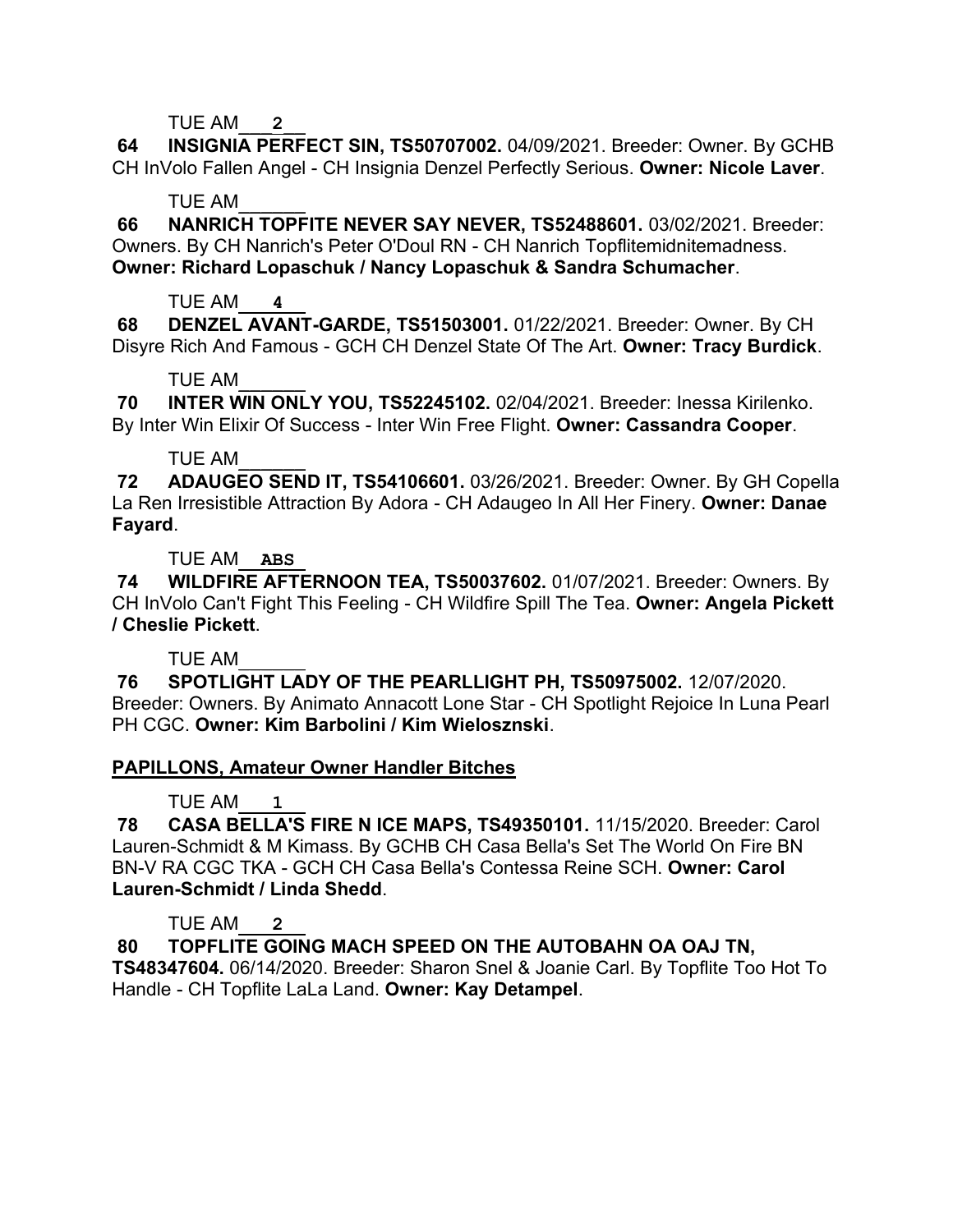TUE AM___2___

**64 INSIGNIA PERFECT SIN, TS50707002.** 04/09/2021. Breeder: Owner. By GCHB CH InVolo Fallen Angel - CH Insignia Denzel Perfectly Serious. **Owner: Nicole Laver**.

TUE AM______

**66 NANRICH TOPFITE NEVER SAY NEVER, TS52488601.** 03/02/2021. Breeder: Owners. By CH Nanrich's Peter O'Doul RN - CH Nanrich Topflitemidnitemadness. **Owner: Richard Lopaschuk / Nancy Lopaschuk & Sandra Schumacher**.

TUE AM___4___

**68 DENZEL AVANT-GARDE, TS51503001.** 01/22/2021. Breeder: Owner. By CH Disyre Rich And Famous - GCH CH Denzel State Of The Art. **Owner: Tracy Burdick**.

TUE AM______

**70 INTER WIN ONLY YOU, TS52245102.** 02/04/2021. Breeder: Inessa Kirilenko. By Inter Win Elixir Of Success - Inter Win Free Flight. **Owner: Cassandra Cooper**.

TUE AM______

**72 ADAUGEO SEND IT, TS54106601.** 03/26/2021. Breeder: Owner. By GH Copella La Ren Irresistible Attraction By Adora - CH Adaugeo In All Her Finery. **Owner: Danae Fayard**.

TUE AM__ABS__

**74 WILDFIRE AFTERNOON TEA, TS50037602.** 01/07/2021. Breeder: Owners. By CH InVolo Can't Fight This Feeling - CH Wildfire Spill The Tea. **Owner: Angela Pickett / Cheslie Pickett**.

TUE AM______

**76 SPOTLIGHT LADY OF THE PEARLLIGHT PH, TS50975002.** 12/07/2020. Breeder: Owners. By Animato Annacott Lone Star - CH Spotlight Rejoice In Luna Pearl PH CGC. **Owner: Kim Barbolini / Kim Wielosznski**.

**PAPILLONS, Amateur Owner Handler Bitches**

TUE AM___1___

**78 CASA BELLA'S FIRE N ICE MAPS, TS49350101.** 11/15/2020. Breeder: Carol Lauren-Schmidt & M Kimass. By GCHB CH Casa Bella's Set The World On Fire BN BN-V RA CGC TKA - GCH CH Casa Bella's Contessa Reine SCH. **Owner: Carol Lauren-Schmidt / Linda Shedd**.

TUE AM___2___

**80 TOPFLITE GOING MACH SPEED ON THE AUTOBAHN OA OAJ TN, TS48347604.** 06/14/2020. Breeder: Sharon Snel & Joanie Carl. By Topflite Too Hot To Handle - CH Topflite LaLa Land. **Owner: Kay Detampel**.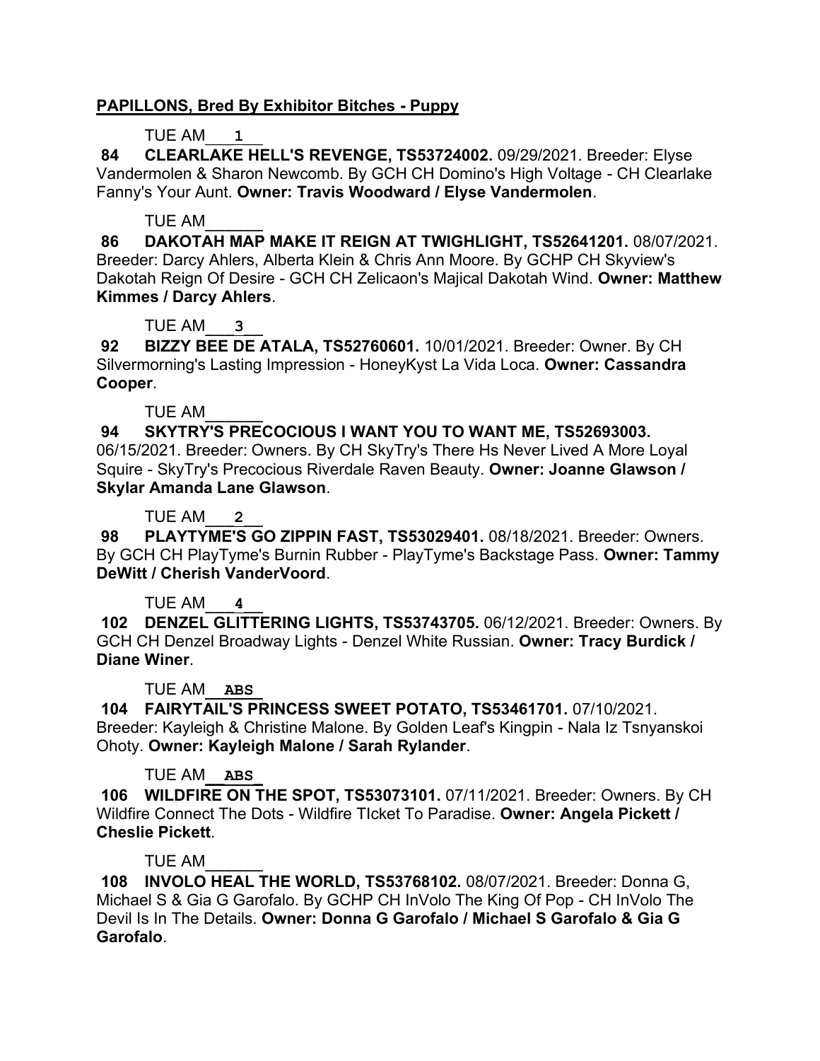**PAPILLONS, Bred By Exhibitor Bitches - Puppy**

TUE AM___1___

**84 CLEARLAKE HELL'S REVENGE, TS53724002.** 09/29/2021. Breeder: Elyse Vandermolen & Sharon Newcomb. By GCH CH Domino's High Voltage - CH Clearlake Fanny's Your Aunt. **Owner: Travis Woodward / Elyse Vandermolen**.

TUE AM______

**86 DAKOTAH MAP MAKE IT REIGN AT TWIGHLIGHT, TS52641201.** 08/07/2021. Breeder: Darcy Ahlers, Alberta Klein & Chris Ann Moore. By GCHP CH Skyview's Dakotah Reign Of Desire - GCH CH Zelicaon's Majical Dakotah Wind. **Owner: Matthew Kimmes / Darcy Ahlers**.

TUE AM___3___

**92 BIZZY BEE DE ATALA, TS52760601.** 10/01/2021. Breeder: Owner. By CH Silvermorning's Lasting Impression - HoneyKyst La Vida Loca. **Owner: Cassandra Cooper**.

TUE AM______

**94 SKYTRY'S PRECOCIOUS I WANT YOU TO WANT ME, TS52693003.** 06/15/2021. Breeder: Owners. By CH SkyTry's There Hs Never Lived A More Loyal Squire - SkyTry's Precocious Riverdale Raven Beauty. **Owner: Joanne Glawson / Skylar Amanda Lane Glawson**.

TUE AM___2___

**98 PLAYTYME'S GO ZIPPIN FAST, TS53029401.** 08/18/2021. Breeder: Owners. By GCH CH PlayTyme's Burnin Rubber - PlayTyme's Backstage Pass. **Owner: Tammy DeWitt / Cherish VanderVoord**.

TUE AM___4___

**102 DENZEL GLITTERING LIGHTS, TS53743705.** 06/12/2021. Breeder: Owners. By GCH CH Denzel Broadway Lights - Denzel White Russian. **Owner: Tracy Burdick / Diane Winer**.

TUE AM__ABS__

**104 FAIRYTAIL'S PRINCESS SWEET POTATO, TS53461701.** 07/10/2021. Breeder: Kayleigh & Christine Malone. By Golden Leaf's Kingpin - Nala Iz Tsnyanskoi Ohoty. **Owner: Kayleigh Malone / Sarah Rylander**.

TUE AM__ABS__

**106 WILDFIRE ON THE SPOT, TS53073101.** 07/11/2021. Breeder: Owners. By CH Wildfire Connect The Dots - Wildfire TIcket To Paradise. **Owner: Angela Pickett / Cheslie Pickett**.

TUE AM______

**108 INVOLO HEAL THE WORLD, TS53768102.** 08/07/2021. Breeder: Donna G, Michael S & Gia G Garofalo. By GCHP CH InVolo The King Of Pop - CH InVolo The Devil Is In The Details. **Owner: Donna G Garofalo / Michael S Garofalo & Gia G Garofalo**.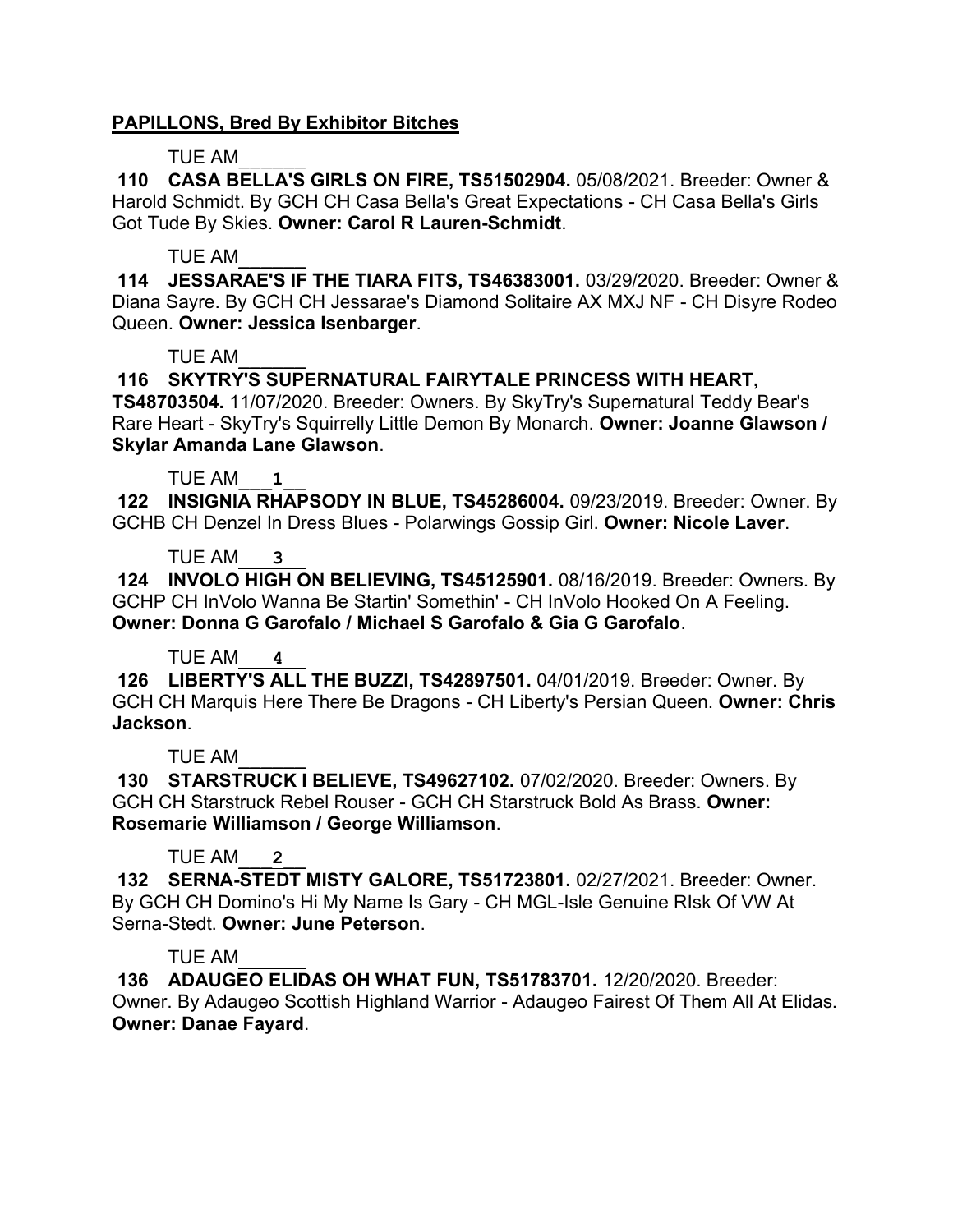**PAPILLONS, Bred By Exhibitor Bitches**

TUE AM______

**110 CASA BELLA'S GIRLS ON FIRE, TS51502904.** 05/08/2021. Breeder: Owner & Harold Schmidt. By GCH CH Casa Bella's Great Expectations - CH Casa Bella's Girls Got Tude By Skies. **Owner: Carol R Lauren-Schmidt**.

TUE AM______

**114 JESSARAE'S IF THE TIARA FITS, TS46383001.** 03/29/2020. Breeder: Owner & Diana Sayre. By GCH CH Jessarae's Diamond Solitaire AX MXJ NF - CH Disyre Rodeo Queen. **Owner: Jessica Isenbarger**.

TUE AM______

**116 SKYTRY'S SUPERNATURAL FAIRYTALE PRINCESS WITH HEART, TS48703504.** 11/07/2020. Breeder: Owners. By SkyTry's Supernatural Teddy Bear's Rare Heart - SkyTry's Squirrelly Little Demon By Monarch. **Owner: Joanne Glawson / Skylar Amanda Lane Glawson**.

TUE AM___1___

**122 INSIGNIA RHAPSODY IN BLUE, TS45286004.** 09/23/2019. Breeder: Owner. By GCHB CH Denzel In Dress Blues - Polarwings Gossip Girl. **Owner: Nicole Laver**.

TUE AM___3___

**124 INVOLO HIGH ON BELIEVING, TS45125901.** 08/16/2019. Breeder: Owners. By GCHP CH InVolo Wanna Be Startin' Somethin' - CH InVolo Hooked On A Feeling. **Owner: Donna G Garofalo / Michael S Garofalo & Gia G Garofalo**.

TUE AM___4___

**126 LIBERTY'S ALL THE BUZZI, TS42897501.** 04/01/2019. Breeder: Owner. By GCH CH Marquis Here There Be Dragons - CH Liberty's Persian Queen. **Owner: Chris Jackson**.

TUE AM______

**130 STARSTRUCK I BELIEVE, TS49627102.** 07/02/2020. Breeder: Owners. By GCH CH Starstruck Rebel Rouser - GCH CH Starstruck Bold As Brass. **Owner: Rosemarie Williamson / George Williamson**.

TUE AM___2___

**132 SERNA-STEDT MISTY GALORE, TS51723801.** 02/27/2021. Breeder: Owner. By GCH CH Domino's Hi My Name Is Gary - CH MGL-Isle Genuine RIsk Of VW At Serna-Stedt. **Owner: June Peterson**.

TUE AM______

**136 ADAUGEO ELIDAS OH WHAT FUN, TS51783701.** 12/20/2020. Breeder: Owner. By Adaugeo Scottish Highland Warrior - Adaugeo Fairest Of Them All At Elidas. **Owner: Danae Fayard**.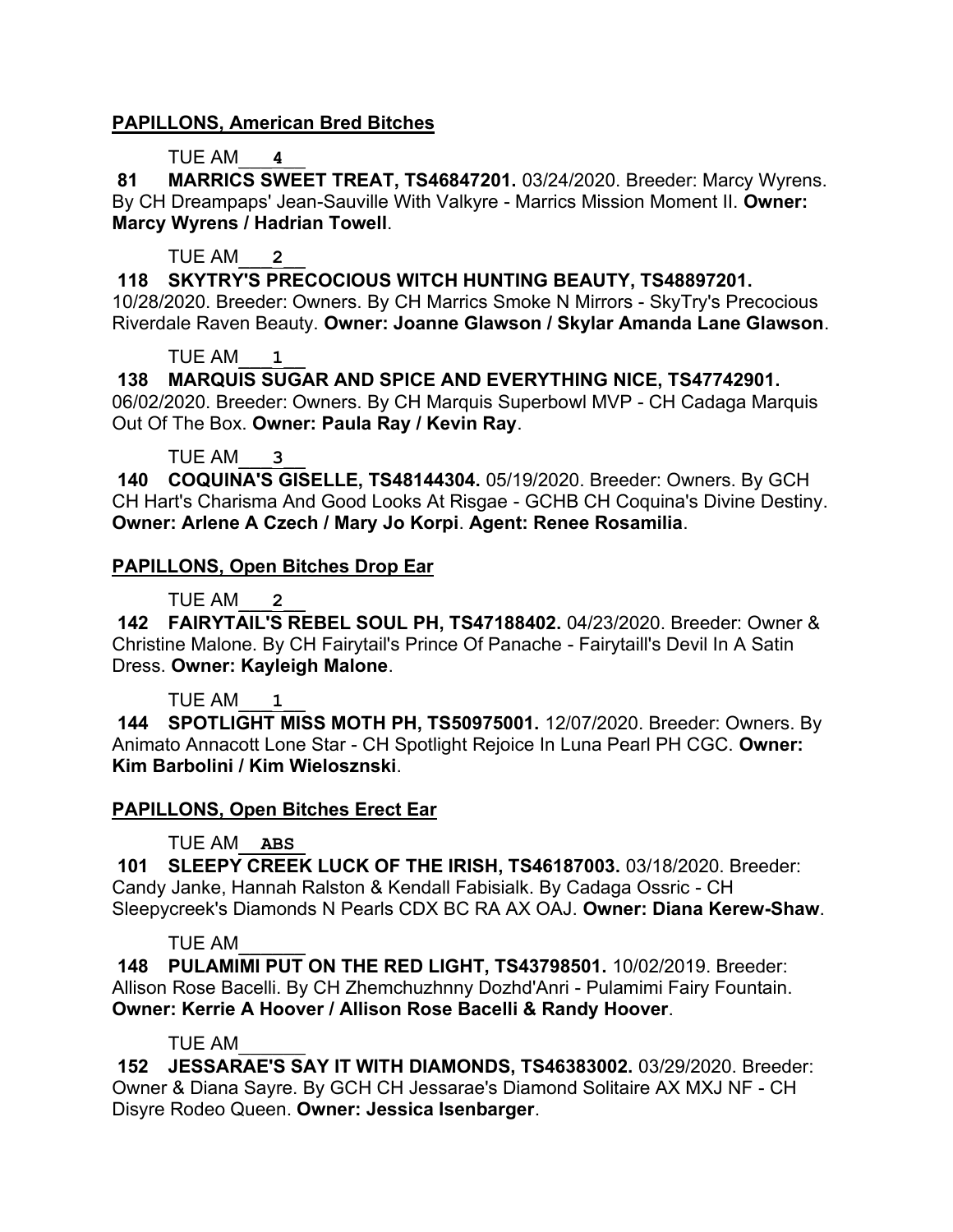**PAPILLONS, American Bred Bitches**

TUE AM\_\_\_4\_\_\_

**81 MARRICS SWEET TREAT, TS46847201.** 03/24/2020. Breeder: Marcy Wyrens. By CH Dreampaps' Jean-Sauville With Valkyre - Marrics Mission Moment II. **Owner: Marcy Wyrens / Hadrian Towell**.

TUE AM\_\_\_2\_\_\_

**118 SKYTRY'S PRECOCIOUS WITCH HUNTING BEAUTY, TS48897201.** 10/28/2020. Breeder: Owners. By CH Marrics Smoke N Mirrors - SkyTry's Precocious Riverdale Raven Beauty. **Owner: Joanne Glawson / Skylar Amanda Lane Glawson**.

TUE AM\_\_\_1\_\_\_

**138 MARQUIS SUGAR AND SPICE AND EVERYTHING NICE, TS47742901.** 06/02/2020. Breeder: Owners. By CH Marquis Superbowl MVP - CH Cadaga Marquis Out Of The Box. **Owner: Paula Ray / Kevin Ray**.

TUE AM\_\_\_3\_\_\_

**140 COQUINA'S GISELLE, TS48144304.** 05/19/2020. Breeder: Owners. By GCH CH Hart's Charisma And Good Looks At Risgae - GCHB CH Coquina's Divine Destiny. **Owner: Arlene A Czech / Mary Jo Korpi**. **Agent: Renee Rosamilia**.

**PAPILLONS, Open Bitches Drop Ear**

TUE AM\_\_\_2\_\_\_

**142 FAIRYTAIL'S REBEL SOUL PH, TS47188402.** 04/23/2020. Breeder: Owner & Christine Malone. By CH Fairytail's Prince Of Panache - Fairytaill's Devil In A Satin Dress. **Owner: Kayleigh Malone**.

TUE AM\_\_\_1\_\_\_

**144 SPOTLIGHT MISS MOTH PH, TS50975001.** 12/07/2020. Breeder: Owners. By Animato Annacott Lone Star - CH Spotlight Rejoice In Luna Pearl PH CGC. **Owner: Kim Barbolini / Kim Wielosznski**.

**PAPILLONS, Open Bitches Erect Ear**

TUE AM\_\_ABS\_\_

**101 SLEEPY CREEK LUCK OF THE IRISH, TS46187003.** 03/18/2020. Breeder: Candy Janke, Hannah Ralston & Kendall Fabisialk. By Cadaga Ossric - CH Sleepycreek's Diamonds N Pearls CDX BC RA AX OAJ. **Owner: Diana Kerew-Shaw**.

TUE AM\_\_\_\_\_\_

**148 PULAMIMI PUT ON THE RED LIGHT, TS43798501.** 10/02/2019. Breeder: Allison Rose Bacelli. By CH Zhemchuzhnny Dozhd'Anri - Pulamimi Fairy Fountain. **Owner: Kerrie A Hoover / Allison Rose Bacelli & Randy Hoover**.

TUE AM\_\_\_\_\_\_

**152 JESSARAE'S SAY IT WITH DIAMONDS, TS46383002.** 03/29/2020. Breeder: Owner & Diana Sayre. By GCH CH Jessarae's Diamond Solitaire AX MXJ NF - CH Disyre Rodeo Queen. **Owner: Jessica Isenbarger**.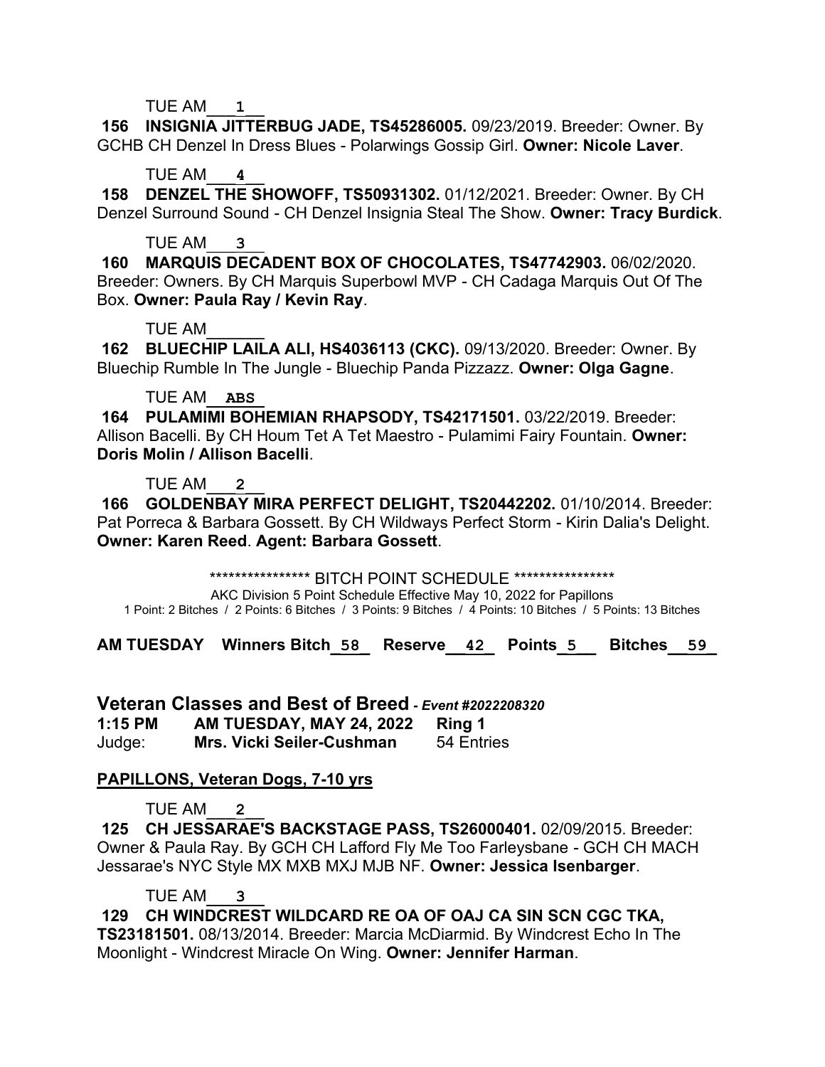TUE AM___1___

**156 INSIGNIA JITTERBUG JADE, TS45286005.** 09/23/2019. Breeder: Owner. By GCHB CH Denzel In Dress Blues - Polarwings Gossip Girl. **Owner: Nicole Laver**.

TUE AM___4___

**158 DENZEL THE SHOWOFF, TS50931302.** 01/12/2021. Breeder: Owner. By CH Denzel Surround Sound - CH Denzel Insignia Steal The Show. **Owner: Tracy Burdick**.

TUE AM___3___

**160 MARQUIS DECADENT BOX OF CHOCOLATES, TS47742903.** 06/02/2020. Breeder: Owners. By CH Marquis Superbowl MVP - CH Cadaga Marquis Out Of The Box. **Owner: Paula Ray / Kevin Ray**.

TUE AM______

**162 BLUECHIP LAILA ALI, HS4036113 (CKC).** 09/13/2020. Breeder: Owner. By Bluechip Rumble In The Jungle - Bluechip Panda Pizzazz. **Owner: Olga Gagne**.

TUE AM__ABS__

**164 PULAMIMI BOHEMIAN RHAPSODY, TS42171501.** 03/22/2019. Breeder: Allison Bacelli. By CH Houm Tet A Tet Maestro - Pulamimi Fairy Fountain. **Owner: Doris Molin / Allison Bacelli**.

TUE AM___2___

**166 GOLDENBAY MIRA PERFECT DELIGHT, TS20442202.** 01/10/2014. Breeder: Pat Porreca & Barbara Gossett. By CH Wildways Perfect Storm - Kirin Dalia's Delight. **Owner: Karen Reed**. **Agent: Barbara Gossett**.

**************** BITCH POINT SCHEDULE ****************

AKC Division 5 Point Schedule Effective May 10, 2022 for Papillons

1 Point: 2 Bitches / 2 Points: 6 Bitches / 3 Points: 9 Bitches / 4 Points: 10 Bitches / 5 Points: 13 Bitches

**AM TUESDAY Winners Bitch_58_ Reserve__42_ Points_5__ Bitches__59_**

## Veteran Classes and Best of Breed - *Event #2022208320*

**1:15 PM** **AM TUESDAY, MAY 24, 2022** **Ring 1**

Judge: **Mrs. Vicki Seiler-Cushman** 54 Entries

**PAPILLONS, Veteran Dogs, 7-10 yrs**

TUE AM___2___

**125 CH JESSARAE'S BACKSTAGE PASS, TS26000401.** 02/09/2015. Breeder: Owner & Paula Ray. By GCH CH Lafford Fly Me Too Farleysbane - GCH CH MACH Jessarae's NYC Style MX MXB MXJ MJB NF. **Owner: Jessica Isenbarger**.

TUE AM___3___

**129 CH WINDCREST WILDCARD RE OA OF OAJ CA SIN SCN CGC TKA, TS23181501.** 08/13/2014. Breeder: Marcia McDiarmid. By Windcrest Echo In The Moonlight - Windcrest Miracle On Wing. **Owner: Jennifer Harman**.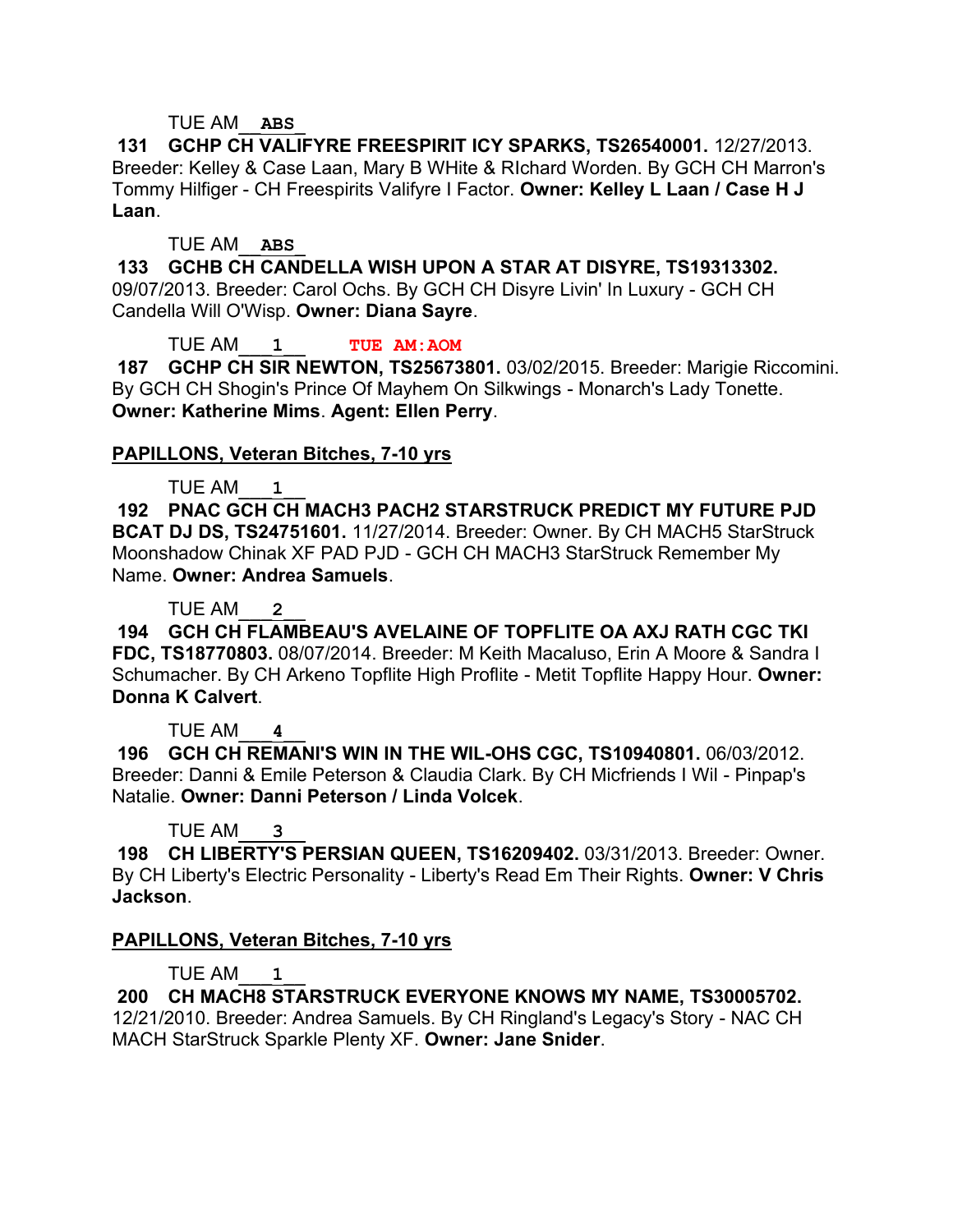TUE AM___ABS___

**131 GCHP CH VALIFYRE FREESPIRIT ICY SPARKS, TS26540001.** 12/27/2013. Breeder: Kelley & Case Laan, Mary B WHite & RIchard Worden. By GCH CH Marron's Tommy Hilfiger - CH Freespirits Valifyre I Factor. **Owner: Kelley L Laan / Case H J Laan**.

TUE AM___ABS___

**133 GCHB CH CANDELLA WISH UPON A STAR AT DISYRE, TS19313302.** 09/07/2013. Breeder: Carol Ochs. By GCH CH Disyre Livin' In Luxury - GCH CH Candella Will O'Wisp. **Owner: Diana Sayre**.

TUE AM___1___ **TUE AM:AOM**

**187 GCHP CH SIR NEWTON, TS25673801.** 03/02/2015. Breeder: Marigie Riccomini. By GCH CH Shogin's Prince Of Mayhem On Silkwings - Monarch's Lady Tonette. **Owner: Katherine Mims**. **Agent: Ellen Perry**.

## PAPILLONS, Veteran Bitches, 7-10 yrs

TUE AM___1___

**192 PNAC GCH CH MACH3 PACH2 STARSTRUCK PREDICT MY FUTURE PJD BCAT DJ DS, TS24751601.** 11/27/2014. Breeder: Owner. By CH MACH5 StarStruck Moonshadow Chinak XF PAD PJD - GCH CH MACH3 StarStruck Remember My Name. **Owner: Andrea Samuels**.

TUE AM___2___

**194 GCH CH FLAMBEAU'S AVELAINE OF TOPFLITE OA AXJ RATH CGC TKI FDC, TS18770803.** 08/07/2014. Breeder: M Keith Macaluso, Erin A Moore & Sandra I Schumacher. By CH Arkeno Topflite High Proflite - Metit Topflite Happy Hour. **Owner: Donna K Calvert**.

TUE AM___4___

**196 GCH CH REMANI'S WIN IN THE WIL-OHS CGC, TS10940801.** 06/03/2012. Breeder: Danni & Emile Peterson & Claudia Clark. By CH Micfriends I Wil - Pinpap's Natalie. **Owner: Danni Peterson / Linda Volcek**.

TUE AM___3___

**198 CH LIBERTY'S PERSIAN QUEEN, TS16209402.** 03/31/2013. Breeder: Owner. By CH Liberty's Electric Personality - Liberty's Read Em Their Rights. **Owner: V Chris Jackson**.

## PAPILLONS, Veteran Bitches, 7-10 yrs

TUE AM___1___

**200 CH MACH8 STARSTRUCK EVERYONE KNOWS MY NAME, TS30005702.** 12/21/2010. Breeder: Andrea Samuels. By CH Ringland's Legacy's Story - NAC CH MACH StarStruck Sparkle Plenty XF. **Owner: Jane Snider**.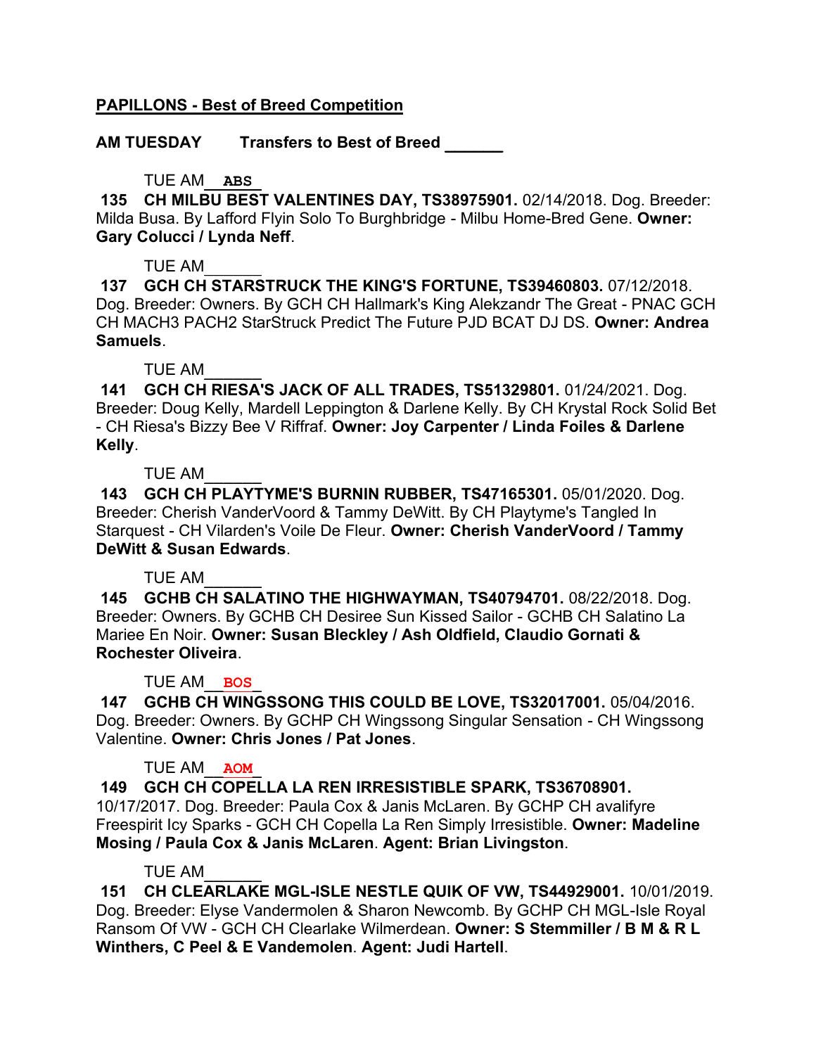**PAPILLONS - Best of Breed Competition**

**AM TUESDAY Transfers to Best of Breed ______**

TUE AM __ABS__

**135 CH MILBU BEST VALENTINES DAY, TS38975901.** 02/14/2018. Dog. Breeder: Milda Busa. By Lafford Flyin Solo To Burghbridge - Milbu Home-Bred Gene. **Owner: Gary Colucci / Lynda Neff**.

TUE AM______

**137 GCH CH STARSTRUCK THE KING'S FORTUNE, TS39460803.** 07/12/2018. Dog. Breeder: Owners. By GCH CH Hallmark's King Alekzandr The Great - PNAC GCH CH MACH3 PACH2 StarStruck Predict The Future PJD BCAT DJ DS. **Owner: Andrea Samuels**.

TUE AM______

**141 GCH CH RIESA'S JACK OF ALL TRADES, TS51329801.** 01/24/2021. Dog. Breeder: Doug Kelly, Mardell Leppington & Darlene Kelly. By CH Krystal Rock Solid Bet - CH Riesa's Bizzy Bee V Riffraf. **Owner: Joy Carpenter / Linda Foiles & Darlene Kelly**.

TUE AM______

**143 GCH CH PLAYTYME'S BURNIN RUBBER, TS47165301.** 05/01/2020. Dog. Breeder: Cherish VanderVoord & Tammy DeWitt. By CH Playtyme's Tangled In Starquest - CH Vilarden's Voile De Fleur. **Owner: Cherish VanderVoord / Tammy DeWitt & Susan Edwards**.

TUE AM______

**145 GCHB CH SALATINO THE HIGHWAYMAN, TS40794701.** 08/22/2018. Dog. Breeder: Owners. By GCHB CH Desiree Sun Kissed Sailor - GCHB CH Salatino La Mariee En Noir. **Owner: Susan Bleckley / Ash Oldfield, Claudio Gornati & Rochester Oliveira**.

TUE AM __BOS__

**147 GCHB CH WINGSSONG THIS COULD BE LOVE, TS32017001.** 05/04/2016. Dog. Breeder: Owners. By GCHP CH Wingssong Singular Sensation - CH Wingssong Valentine. **Owner: Chris Jones / Pat Jones**.

TUE AM __AOM__

**149 GCH CH COPELLA LA REN IRRESISTIBLE SPARK, TS36708901.** 10/17/2017. Dog. Breeder: Paula Cox & Janis McLaren. By GCHP CH avalifyre Freespirit Icy Sparks - GCH CH Copella La Ren Simply Irresistible. **Owner: Madeline Mosing / Paula Cox & Janis McLaren**. **Agent: Brian Livingston**.

TUE AM______

**151 CH CLEARLAKE MGL-ISLE NESTLE QUIK OF VW, TS44929001.** 10/01/2019. Dog. Breeder: Elyse Vandermolen & Sharon Newcomb. By GCHP CH MGL-Isle Royal Ransom Of VW - GCH CH Clearlake Wilmerdean. **Owner: S Stemmiller / B M & R L Winthers, C Peel & E Vandemolen**. **Agent: Judi Hartell**.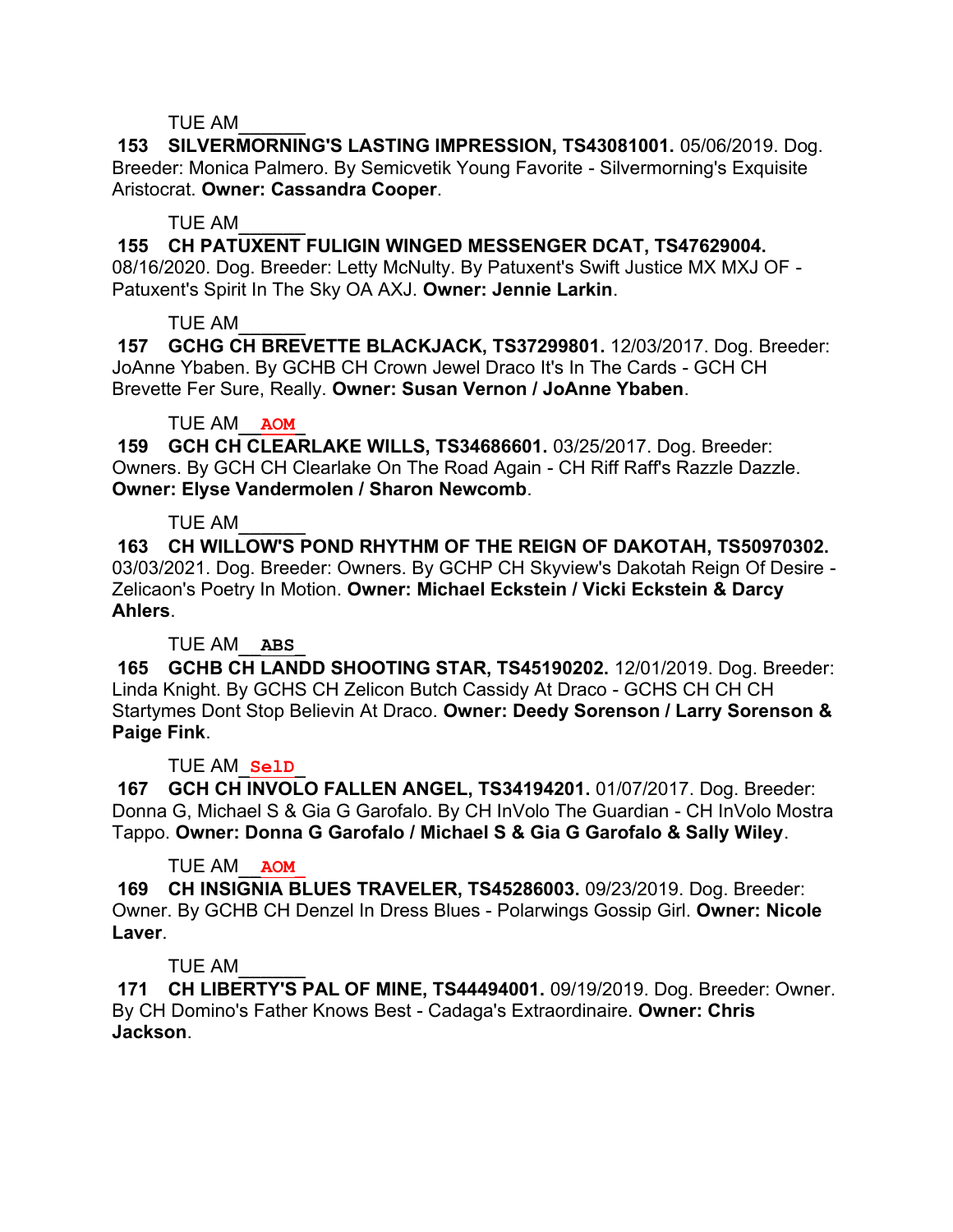TUE AM______

**153 SILVERMORNING'S LASTING IMPRESSION, TS43081001.** 05/06/2019. Dog. Breeder: Monica Palmero. By Semicvetik Young Favorite - Silvermorning's Exquisite Aristocrat. **Owner: Cassandra Cooper**.

TUE AM______

**155 CH PATUXENT FULIGIN WINGED MESSENGER DCAT, TS47629004.** 08/16/2020. Dog. Breeder: Letty McNulty. By Patuxent's Swift Justice MX MXJ OF - Patuxent's Spirit In The Sky OA AXJ. **Owner: Jennie Larkin**.

TUE AM______

**157 GCHG CH BREVETTE BLACKJACK, TS37299801.** 12/03/2017. Dog. Breeder: JoAnne Ybaben. By GCHB CH Crown Jewel Draco It's In The Cards - GCH CH Brevette Fer Sure, Really. **Owner: Susan Vernon / JoAnne Ybaben**.

TUE AM__**AOM**_

**159 GCH CH CLEARLAKE WILLS, TS34686601.** 03/25/2017. Dog. Breeder: Owners. By GCH CH Clearlake On The Road Again - CH Riff Raff's Razzle Dazzle. **Owner: Elyse Vandermolen / Sharon Newcomb**.

TUE AM______

**163 CH WILLOW'S POND RHYTHM OF THE REIGN OF DAKOTAH, TS50970302.** 03/03/2021. Dog. Breeder: Owners. By GCHP CH Skyview's Dakotah Reign Of Desire - Zelicaon's Poetry In Motion. **Owner: Michael Eckstein / Vicki Eckstein & Darcy Ahlers**.

TUE AM__**ABS**_

**165 GCHB CH LANDD SHOOTING STAR, TS45190202.** 12/01/2019. Dog. Breeder: Linda Knight. By GCHS CH Zelicon Butch Cassidy At Draco - GCHS CH CH CH Startymes Dont Stop Believin At Draco. **Owner: Deedy Sorenson / Larry Sorenson & Paige Fink**.

TUE AM_**SelD**_

**167 GCH CH INVOLO FALLEN ANGEL, TS34194201.** 01/07/2017. Dog. Breeder: Donna G, Michael S & Gia G Garofalo. By CH InVolo The Guardian - CH InVolo Mostra Tappo. **Owner: Donna G Garofalo / Michael S & Gia G Garofalo & Sally Wiley**.

TUE AM__**AOM**_

**169 CH INSIGNIA BLUES TRAVELER, TS45286003.** 09/23/2019. Dog. Breeder: Owner. By GCHB CH Denzel In Dress Blues - Polarwings Gossip Girl. **Owner: Nicole Laver**.

TUE AM______

**171 CH LIBERTY'S PAL OF MINE, TS44494001.** 09/19/2019. Dog. Breeder: Owner. By CH Domino's Father Knows Best - Cadaga's Extraordinaire. **Owner: Chris Jackson**.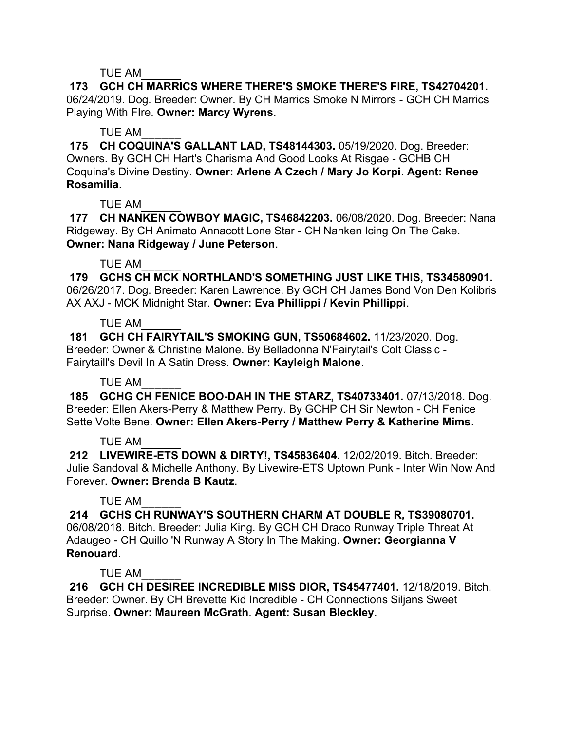TUE AM______

**173 GCH CH MARRICS WHERE THERE'S SMOKE THERE'S FIRE, TS42704201.** 06/24/2019. Dog. Breeder: Owner. By CH Marrics Smoke N Mirrors - GCH CH Marrics Playing With FIre. **Owner: Marcy Wyrens**.

TUE AM______

**175 CH COQUINA'S GALLANT LAD, TS48144303.** 05/19/2020. Dog. Breeder: Owners. By GCH CH Hart's Charisma And Good Looks At Risgae - GCHB CH Coquina's Divine Destiny. **Owner: Arlene A Czech / Mary Jo Korpi**. **Agent: Renee Rosamilia**.

TUE AM______

**177 CH NANKEN COWBOY MAGIC, TS46842203.** 06/08/2020. Dog. Breeder: Nana Ridgeway. By CH Animato Annacott Lone Star - CH Nanken Icing On The Cake. **Owner: Nana Ridgeway / June Peterson**.

TUE AM______

**179 GCHS CH MCK NORTHLAND'S SOMETHING JUST LIKE THIS, TS34580901.** 06/26/2017. Dog. Breeder: Karen Lawrence. By GCH CH James Bond Von Den Kolibris AX AXJ - MCK Midnight Star. **Owner: Eva Phillippi / Kevin Phillippi**.

TUE AM______

**181 GCH CH FAIRYTAIL'S SMOKING GUN, TS50684602.** 11/23/2020. Dog. Breeder: Owner & Christine Malone. By Belladonna N'Fairytail's Colt Classic - Fairytaill's Devil In A Satin Dress. **Owner: Kayleigh Malone**.

TUE AM______

**185 GCHG CH FENICE BOO-DAH IN THE STARZ, TS40733401.** 07/13/2018. Dog. Breeder: Ellen Akers-Perry & Matthew Perry. By GCHP CH Sir Newton - CH Fenice Sette Volte Bene. **Owner: Ellen Akers-Perry / Matthew Perry & Katherine Mims**.

TUE AM______

**212 LIVEWIRE-ETS DOWN & DIRTY!, TS45836404.** 12/02/2019. Bitch. Breeder: Julie Sandoval & Michelle Anthony. By Livewire-ETS Uptown Punk - Inter Win Now And Forever. **Owner: Brenda B Kautz**.

TUE AM______

**214 GCHS CH RUNWAY'S SOUTHERN CHARM AT DOUBLE R, TS39080701.** 06/08/2018. Bitch. Breeder: Julia King. By GCH CH Draco Runway Triple Threat At Adaugeo - CH Quillo 'N Runway A Story In The Making. **Owner: Georgianna V Renouard**.

TUE AM______

**216 GCH CH DESIREE INCREDIBLE MISS DIOR, TS45477401.** 12/18/2019. Bitch. Breeder: Owner. By CH Brevette Kid Incredible - CH Connections Siljans Sweet Surprise. **Owner: Maureen McGrath**. **Agent: Susan Bleckley**.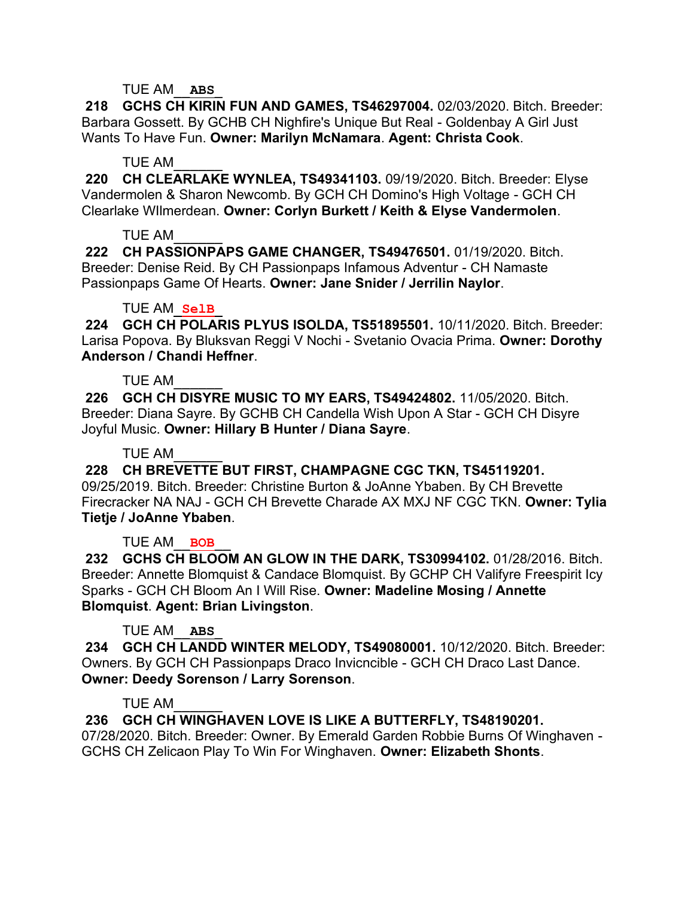TUE AM__ABS_

**218 GCHS CH KIRIN FUN AND GAMES, TS46297004.** 02/03/2020. Bitch. Breeder: Barbara Gossett. By GCHB CH Nighfire's Unique But Real - Goldenbay A Girl Just Wants To Have Fun. **Owner: Marilyn McNamara**. **Agent: Christa Cook**.

TUE AM______

**220 CH CLEARLAKE WYNLEA, TS49341103.** 09/19/2020. Bitch. Breeder: Elyse Vandermolen & Sharon Newcomb. By GCH CH Domino's High Voltage - GCH CH Clearlake WIlmerdean. **Owner: Corlyn Burkett / Keith & Elyse Vandermolen**.

TUE AM______

**222 CH PASSIONPAPS GAME CHANGER, TS49476501.** 01/19/2020. Bitch. Breeder: Denise Reid. By CH Passionpaps Infamous Adventur - CH Namaste Passionpaps Game Of Hearts. **Owner: Jane Snider / Jerrilin Naylor**.

TUE AM_SelB_

**224 GCH CH POLARIS PLYUS ISOLDA, TS51895501.** 10/11/2020. Bitch. Breeder: Larisa Popova. By Bluksvan Reggi V Nochi - Svetanio Ovacia Prima. **Owner: Dorothy Anderson / Chandi Heffner**.

TUE AM______

**226 GCH CH DISYRE MUSIC TO MY EARS, TS49424802.** 11/05/2020. Bitch. Breeder: Diana Sayre. By GCHB CH Candella Wish Upon A Star - GCH CH Disyre Joyful Music. **Owner: Hillary B Hunter / Diana Sayre**.

TUE AM______

**228 CH BREVETTE BUT FIRST, CHAMPAGNE CGC TKN, TS45119201.** 09/25/2019. Bitch. Breeder: Christine Burton & JoAnne Ybaben. By CH Brevette Firecracker NA NAJ - GCH CH Brevette Charade AX MXJ NF CGC TKN. **Owner: Tylia Tietje / JoAnne Ybaben**.

TUE AM__BOB__

**232 GCHS CH BLOOM AN GLOW IN THE DARK, TS30994102.** 01/28/2016. Bitch. Breeder: Annette Blomquist & Candace Blomquist. By GCHP CH Valifyre Freespirit Icy Sparks - GCH CH Bloom An I Will Rise. **Owner: Madeline Mosing / Annette Blomquist**. **Agent: Brian Livingston**.

TUE AM__ABS_

**234 GCH CH LANDD WINTER MELODY, TS49080001.** 10/12/2020. Bitch. Breeder: Owners. By GCH CH Passionpaps Draco Invicncible - GCH CH Draco Last Dance. **Owner: Deedy Sorenson / Larry Sorenson**.

TUE AM______

**236 GCH CH WINGHAVEN LOVE IS LIKE A BUTTERFLY, TS48190201.** 07/28/2020. Bitch. Breeder: Owner. By Emerald Garden Robbie Burns Of Winghaven - GCHS CH Zelicaon Play To Win For Winghaven. **Owner: Elizabeth Shonts**.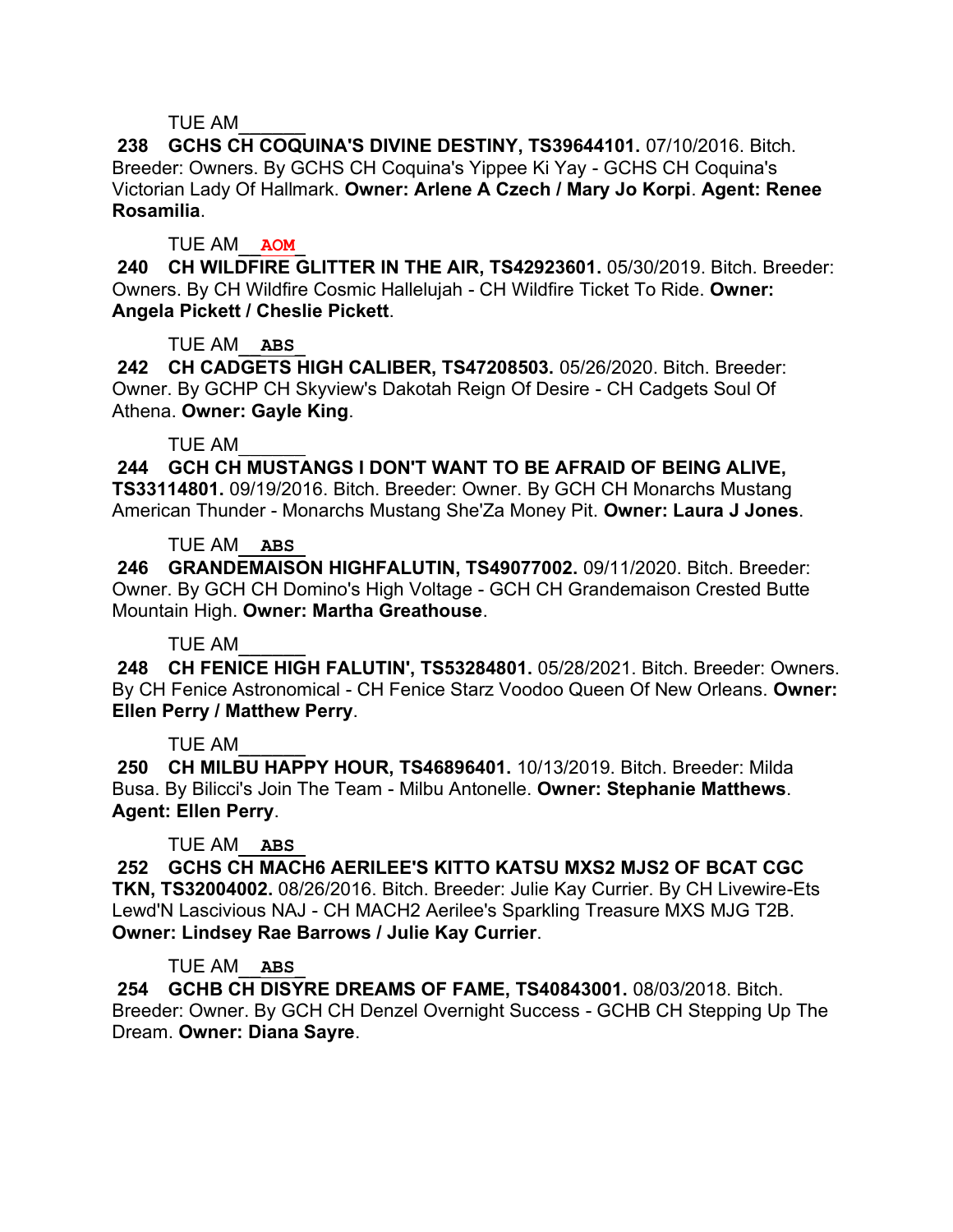TUE AM______

**238 GCHS CH COQUINA'S DIVINE DESTINY, TS39644101.** 07/10/2016. Bitch. Breeder: Owners. By GCHS CH Coquina's Yippee Ki Yay - GCHS CH Coquina's Victorian Lady Of Hallmark. **Owner: Arlene A Czech / Mary Jo Korpi**. **Agent: Renee Rosamilia**.

TUE AM__**AOM**_

**240 CH WILDFIRE GLITTER IN THE AIR, TS42923601.** 05/30/2019. Bitch. Breeder: Owners. By CH Wildfire Cosmic Hallelujah - CH Wildfire Ticket To Ride. **Owner: Angela Pickett / Cheslie Pickett**.

TUE AM__**ABS**_

**242 CH CADGETS HIGH CALIBER, TS47208503.** 05/26/2020. Bitch. Breeder: Owner. By GCHP CH Skyview's Dakotah Reign Of Desire - CH Cadgets Soul Of Athena. **Owner: Gayle King**.

TUE AM______

**244 GCH CH MUSTANGS I DON'T WANT TO BE AFRAID OF BEING ALIVE, TS33114801.** 09/19/2016. Bitch. Breeder: Owner. By GCH CH Monarchs Mustang American Thunder - Monarchs Mustang She'Za Money Pit. **Owner: Laura J Jones**.

TUE AM__**ABS**_

**246 GRANDEMAISON HIGHFALUTIN, TS49077002.** 09/11/2020. Bitch. Breeder: Owner. By GCH CH Domino's High Voltage - GCH CH Grandemaison Crested Butte Mountain High. **Owner: Martha Greathouse**.

TUE AM______

**248 CH FENICE HIGH FALUTIN', TS53284801.** 05/28/2021. Bitch. Breeder: Owners. By CH Fenice Astronomical - CH Fenice Starz Voodoo Queen Of New Orleans. **Owner: Ellen Perry / Matthew Perry**.

TUE AM______

**250 CH MILBU HAPPY HOUR, TS46896401.** 10/13/2019. Bitch. Breeder: Milda Busa. By Bilicci's Join The Team - Milbu Antonelle. **Owner: Stephanie Matthews**. **Agent: Ellen Perry**.

TUE AM__**ABS**_

**252 GCHS CH MACH6 AERILEE'S KITTO KATSU MXS2 MJS2 OF BCAT CGC TKN, TS32004002.** 08/26/2016. Bitch. Breeder: Julie Kay Currier. By CH Livewire-Ets Lewd'N Lascivious NAJ - CH MACH2 Aerilee's Sparkling Treasure MXS MJG T2B. **Owner: Lindsey Rae Barrows / Julie Kay Currier**.

TUE AM__**ABS**_

**254 GCHB CH DISYRE DREAMS OF FAME, TS40843001.** 08/03/2018. Bitch. Breeder: Owner. By GCH CH Denzel Overnight Success - GCHB CH Stepping Up The Dream. **Owner: Diana Sayre**.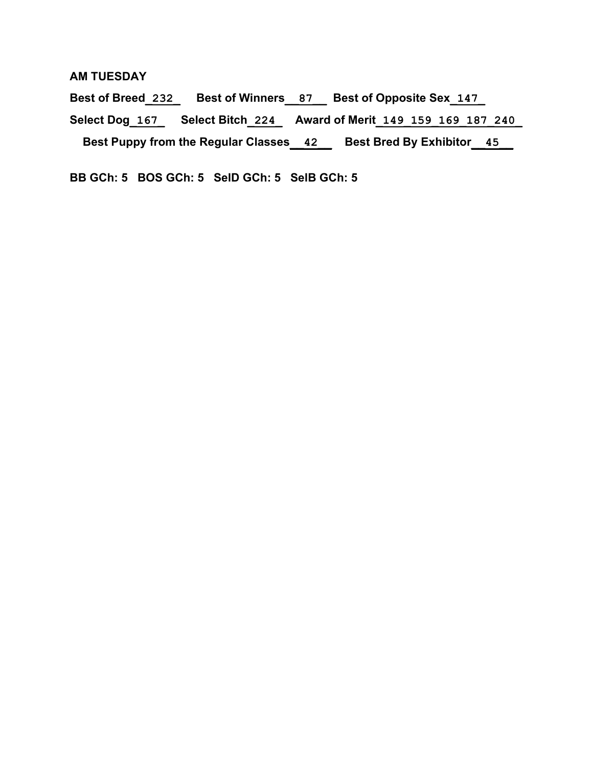**AM TUESDAY**

**Best of Breed**_232_ **Best of Winners**__87__ **Best of Opposite Sex**_147_

**Select Dog**_167_ **Select Bitch**_224_ **Award of Merit**_149_159_169_187_240_

**Best Puppy from the Regular Classes**__42__ **Best Bred By Exhibitor**__45__

**BB GCh: 5 BOS GCh: 5 SelD GCh: 5 SelB GCh: 5**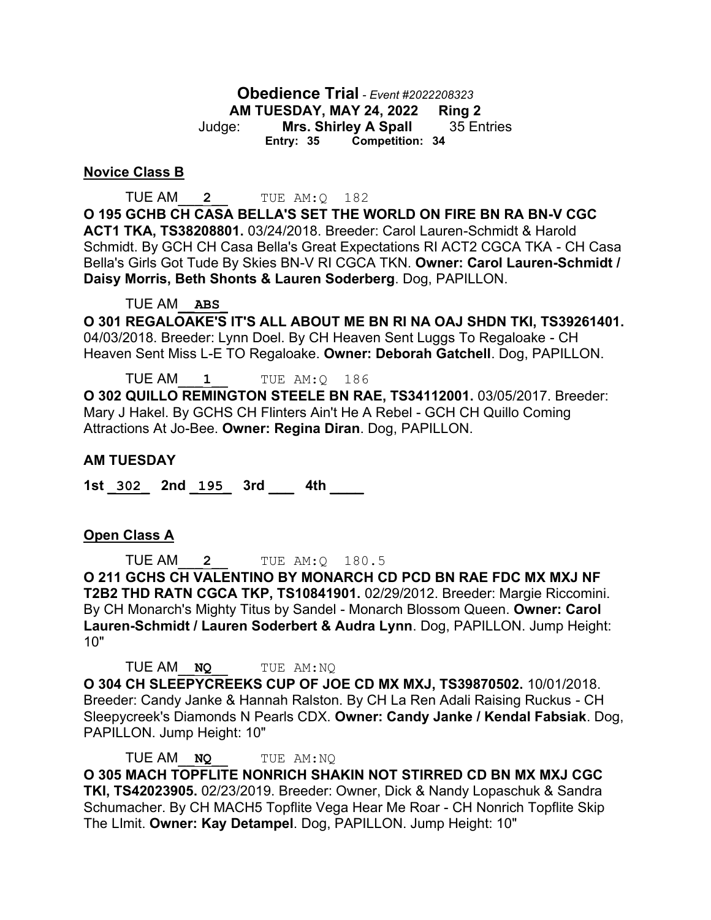## Obedience Trial - *Event #2022208323*

**AM TUESDAY, MAY 24, 2022 Ring 2**

Judge: **Mrs. Shirley A Spall** 35 Entries

**Entry: 35 Competition: 34**

### Novice Class B

TUE AM___**2**___ TUE AM:Q 182

**O 195 GCHB CH CASA BELLA'S SET THE WORLD ON FIRE BN RA BN-V CGC ACT1 TKA, TS38208801.** 03/24/2018. Breeder: Carol Lauren-Schmidt & Harold Schmidt. By GCH CH Casa Bella's Great Expectations RI ACT2 CGCA TKA - CH Casa Bella's Girls Got Tude By Skies BN-V RI CGCA TKN. **Owner: Carol Lauren-Schmidt / Daisy Morris, Beth Shonts & Lauren Soderberg**. Dog, PAPILLON.

TUE AM__**ABS**__

**O 301 REGALOAKE'S IT'S ALL ABOUT ME BN RI NA OAJ SHDN TKI, TS39261401.** 04/03/2018. Breeder: Lynn Doel. By CH Heaven Sent Luggs To Regaloake - CH Heaven Sent Miss L-E TO Regaloake. **Owner: Deborah Gatchell**. Dog, PAPILLON.

TUE AM___**1**___ TUE AM:Q 186

**O 302 QUILLO REMINGTON STEELE BN RAE, TS34112001.** 03/05/2017. Breeder: Mary J Hakel. By GCHS CH Flinters Ain't He A Rebel - GCH CH Quillo Coming Attractions At Jo-Bee. **Owner: Regina Diran**. Dog, PAPILLON.

**AM TUESDAY**

**1st** _**302**_ **2nd** _**195**_ **3rd** ___ **4th** ____

### Open Class A

TUE AM___**2**___ TUE AM:Q 180.5

**O 211 GCHS CH VALENTINO BY MONARCH CD PCD BN RAE FDC MX MXJ NF T2B2 THD RATN CGCA TKP, TS10841901.** 02/29/2012. Breeder: Margie Riccomini. By CH Monarch's Mighty Titus by Sandel - Monarch Blossom Queen. **Owner: Carol Lauren-Schmidt / Lauren Soderbert & Audra Lynn**. Dog, PAPILLON. Jump Height: 10"

TUE AM__**NQ**___ TUE AM:NQ

**O 304 CH SLEEPYCREEKS CUP OF JOE CD MX MXJ, TS39870502.** 10/01/2018. Breeder: Candy Janke & Hannah Ralston. By CH La Ren Adali Raising Ruckus - CH Sleepycreek's Diamonds N Pearls CDX. **Owner: Candy Janke / Kendal Fabsiak**. Dog, PAPILLON. Jump Height: 10"

TUE AM__**NQ**___ TUE AM:NQ

**O 305 MACH TOPFLITE NONRICH SHAKIN NOT STIRRED CD BN MX MXJ CGC TKI, TS42023905.** 02/23/2019. Breeder: Owner, Dick & Nandy Lopaschuk & Sandra Schumacher. By CH MACH5 Topflite Vega Hear Me Roar - CH Nonrich Topflite Skip The LImit. **Owner: Kay Detampel**. Dog, PAPILLON. Jump Height: 10"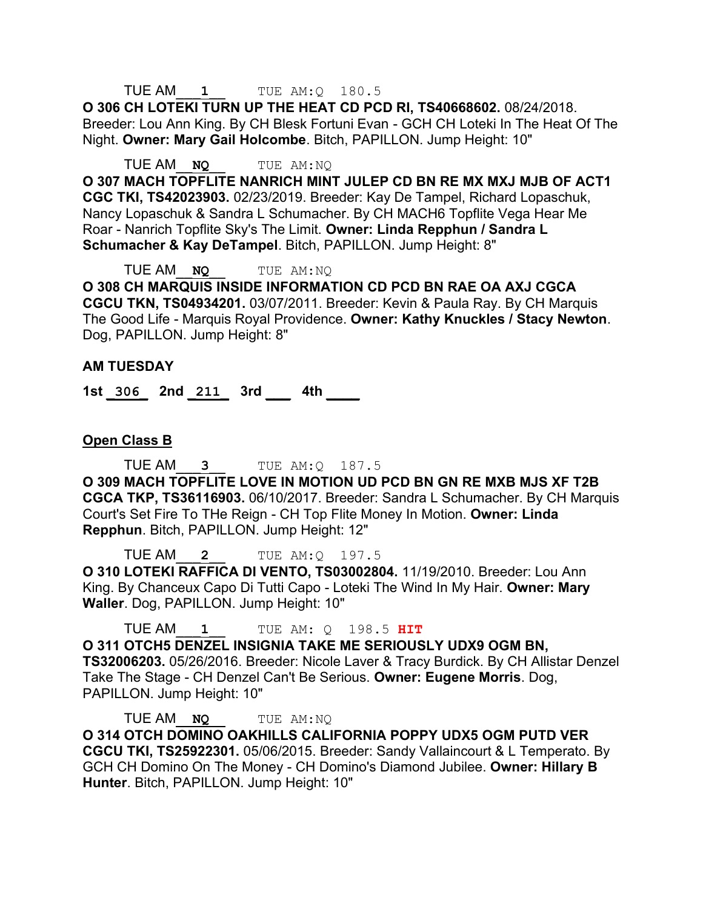TUE AM___1___ TUE AM:Q 180.5

**O 306 CH LOTEKI TURN UP THE HEAT CD PCD RI, TS40668602.** 08/24/2018. Breeder: Lou Ann King. By CH Blesk Fortuni Evan - GCH CH Loteki In The Heat Of The Night. **Owner: Mary Gail Holcombe**. Bitch, PAPILLON. Jump Height: 10"

TUE AM__NQ___ TUE AM:NQ

**O 307 MACH TOPFLITE NANRICH MINT JULEP CD BN RE MX MXJ MJB OF ACT1 CGC TKI, TS42023903.** 02/23/2019. Breeder: Kay De Tampel, Richard Lopaschuk, Nancy Lopaschuk & Sandra L Schumacher. By CH MACH6 Topflite Vega Hear Me Roar - Nanrich Topflite Sky's The Limit. **Owner: Linda Repphun / Sandra L Schumacher & Kay DeTampel**. Bitch, PAPILLON. Jump Height: 8"

TUE AM__NQ___ TUE AM:NQ

**O 308 CH MARQUIS INSIDE INFORMATION CD PCD BN RAE OA AXJ CGCA CGCU TKN, TS04934201.** 03/07/2011. Breeder: Kevin & Paula Ray. By CH Marquis The Good Life - Marquis Royal Providence. **Owner: Kathy Knuckles / Stacy Newton**. Dog, PAPILLON. Jump Height: 8"

**AM TUESDAY**

**1st** _306_ **2nd** _211_ **3rd** ___ **4th** ____

**Open Class B**

TUE AM___3___ TUE AM:Q 187.5

**O 309 MACH TOPFLITE LOVE IN MOTION UD PCD BN GN RE MXB MJS XF T2B CGCA TKP, TS36116903.** 06/10/2017. Breeder: Sandra L Schumacher. By CH Marquis Court's Set Fire To THe Reign - CH Top Flite Money In Motion. **Owner: Linda Repphun**. Bitch, PAPILLON. Jump Height: 12"

TUE AM___2___ TUE AM:Q 197.5

**O 310 LOTEKI RAFFICA DI VENTO, TS03002804.** 11/19/2010. Breeder: Lou Ann King. By Chanceux Capo Di Tutti Capo - Loteki The Wind In My Hair. **Owner: Mary Waller**. Dog, PAPILLON. Jump Height: 10"

TUE AM___1___ TUE AM: Q 198.5 **HIT**

**O 311 OTCH5 DENZEL INSIGNIA TAKE ME SERIOUSLY UDX9 OGM BN, TS32006203.** 05/26/2016. Breeder: Nicole Laver & Tracy Burdick. By CH Allistar Denzel Take The Stage - CH Denzel Can't Be Serious. **Owner: Eugene Morris**. Dog, PAPILLON. Jump Height: 10"

TUE AM__NQ___ TUE AM:NQ

**O 314 OTCH DOMINO OAKHILLS CALIFORNIA POPPY UDX5 OGM PUTD VER CGCU TKI, TS25922301.** 05/06/2015. Breeder: Sandy Vallaincourt & L Temperato. By GCH CH Domino On The Money - CH Domino's Diamond Jubilee. **Owner: Hillary B Hunter**. Bitch, PAPILLON. Jump Height: 10"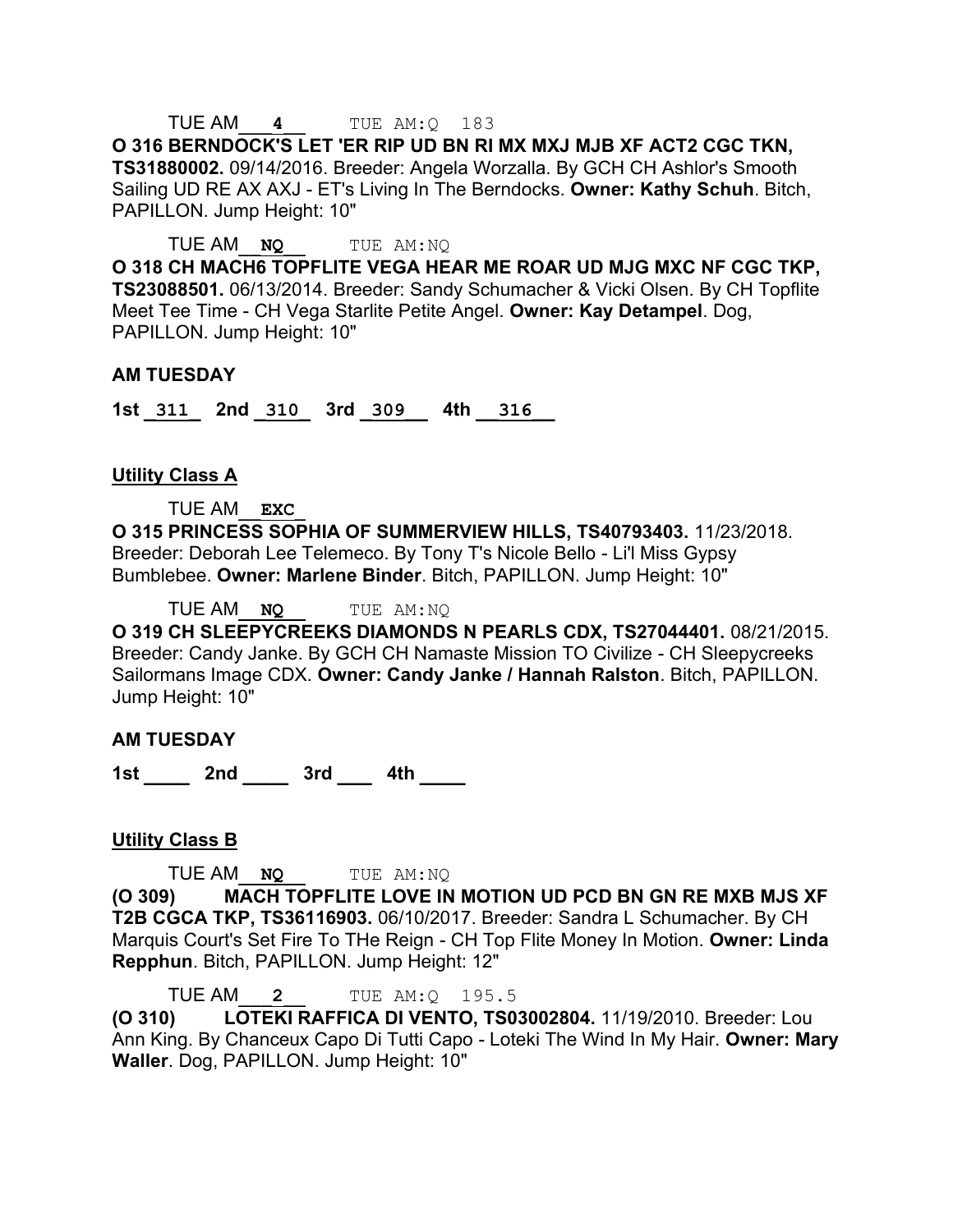TUE AM___4___ TUE AM:Q 183

**O 316 BERNDOCK'S LET 'ER RIP UD BN RI MX MXJ MJB XF ACT2 CGC TKN, TS31880002.** 09/14/2016. Breeder: Angela Worzalla. By GCH CH Ashlor's Smooth Sailing UD RE AX AXJ - ET's Living In The Berndocks. **Owner: Kathy Schuh**. Bitch, PAPILLON. Jump Height: 10"

TUE AM__NQ__ TUE AM:NQ

**O 318 CH MACH6 TOPFLITE VEGA HEAR ME ROAR UD MJG MXC NF CGC TKP, TS23088501.** 06/13/2014. Breeder: Sandy Schumacher & Vicki Olsen. By CH Topflite Meet Tee Time - CH Vega Starlite Petite Angel. **Owner: Kay Detampel**. Dog, PAPILLON. Jump Height: 10"

**AM TUESDAY**

**1st** _311_ **2nd** _310_ **3rd** _309_ **4th** _316_

**Utility Class A**

TUE AM__EXC__

**O 315 PRINCESS SOPHIA OF SUMMERVIEW HILLS, TS40793403.** 11/23/2018. Breeder: Deborah Lee Telemeco. By Tony T's Nicole Bello - Li'l Miss Gypsy Bumblebee. **Owner: Marlene Binder**. Bitch, PAPILLON. Jump Height: 10"

TUE AM__NQ__ TUE AM:NQ

**O 319 CH SLEEPYCREEKS DIAMONDS N PEARLS CDX, TS27044401.** 08/21/2015. Breeder: Candy Janke. By GCH CH Namaste Mission TO Civilize - CH Sleepycreeks Sailormans Image CDX. **Owner: Candy Janke / Hannah Ralston**. Bitch, PAPILLON. Jump Height: 10"

**AM TUESDAY**

**1st** ____ **2nd** ____ **3rd** ___ **4th** ____

**Utility Class B**

TUE AM__NQ__ TUE AM:NQ

**(O 309) MACH TOPFLITE LOVE IN MOTION UD PCD BN GN RE MXB MJS XF T2B CGCA TKP, TS36116903.** 06/10/2017. Breeder: Sandra L Schumacher. By CH Marquis Court's Set Fire To THe Reign - CH Top Flite Money In Motion. **Owner: Linda Repphun**. Bitch, PAPILLON. Jump Height: 12"

TUE AM___2___ TUE AM:Q 195.5

**(O 310) LOTEKI RAFFICA DI VENTO, TS03002804.** 11/19/2010. Breeder: Lou Ann King. By Chanceux Capo Di Tutti Capo - Loteki The Wind In My Hair. **Owner: Mary Waller**. Dog, PAPILLON. Jump Height: 10"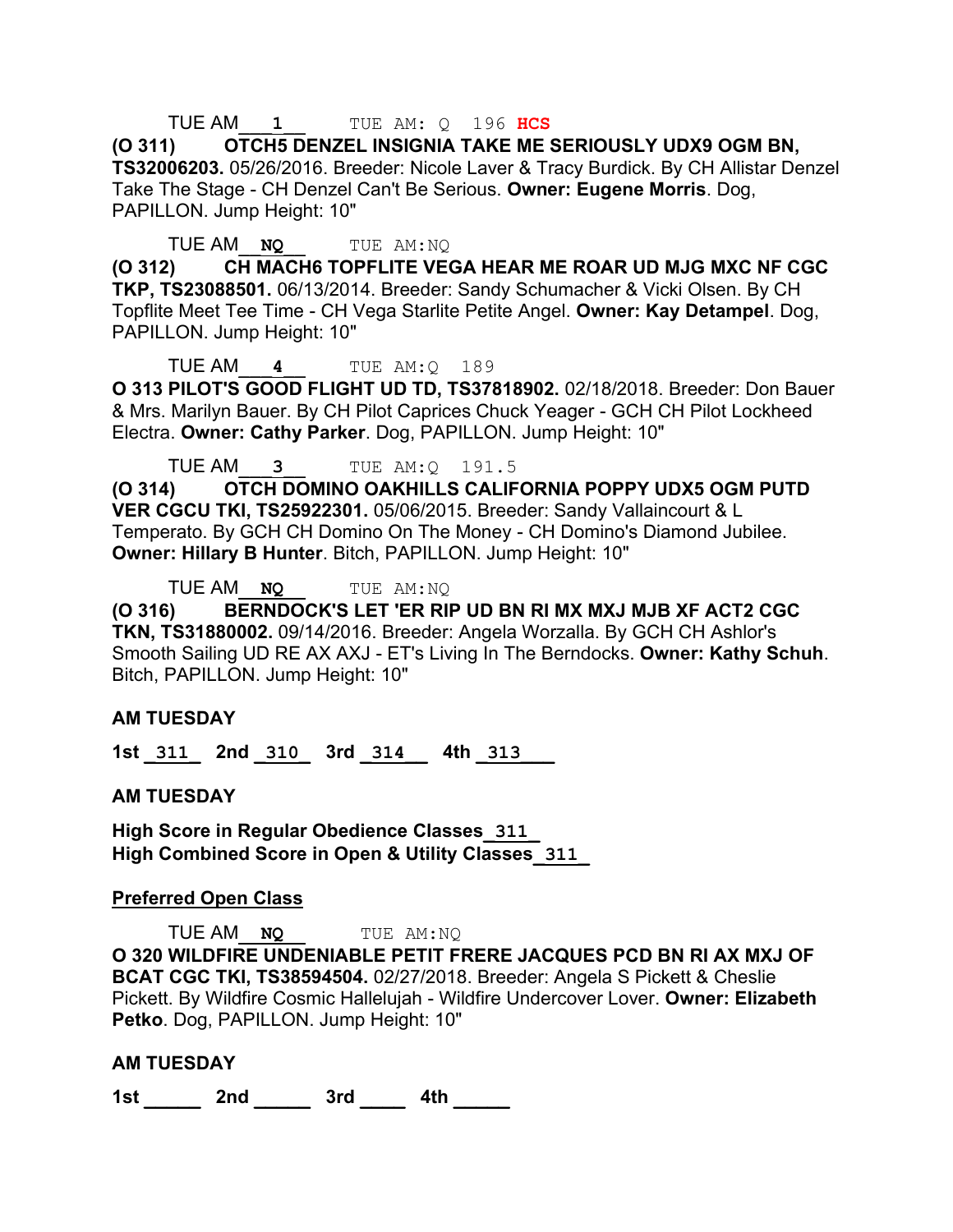TUE AM___**1**___ TUE AM: Q 196 **HCS**

**(O 311) OTCH5 DENZEL INSIGNIA TAKE ME SERIOUSLY UDX9 OGM BN, TS32006203.** 05/26/2016. Breeder: Nicole Laver & Tracy Burdick. By CH Allistar Denzel Take The Stage - CH Denzel Can't Be Serious. **Owner: Eugene Morris**. Dog, PAPILLON. Jump Height: 10"

TUE AM__**NQ**___ TUE AM:NQ

**(O 312) CH MACH6 TOPFLITE VEGA HEAR ME ROAR UD MJG MXC NF CGC TKP, TS23088501.** 06/13/2014. Breeder: Sandy Schumacher & Vicki Olsen. By CH Topflite Meet Tee Time - CH Vega Starlite Petite Angel. **Owner: Kay Detampel**. Dog, PAPILLON. Jump Height: 10"

TUE AM___**4**___ TUE AM:Q 189

**O 313 PILOT'S GOOD FLIGHT UD TD, TS37818902.** 02/18/2018. Breeder: Don Bauer & Mrs. Marilyn Bauer. By CH Pilot Caprices Chuck Yeager - GCH CH Pilot Lockheed Electra. **Owner: Cathy Parker**. Dog, PAPILLON. Jump Height: 10"

TUE AM___**3**___ TUE AM:Q 191.5

**(O 314) OTCH DOMINO OAKHILLS CALIFORNIA POPPY UDX5 OGM PUTD VER CGCU TKI, TS25922301.** 05/06/2015. Breeder: Sandy Vallaincourt & L Temperato. By GCH CH Domino On The Money - CH Domino's Diamond Jubilee. **Owner: Hillary B Hunter**. Bitch, PAPILLON. Jump Height: 10"

TUE AM__**NQ**___ TUE AM:NQ

**(O 316) BERNDOCK'S LET 'ER RIP UD BN RI MX MXJ MJB XF ACT2 CGC TKN, TS31880002.** 09/14/2016. Breeder: Angela Worzalla. By GCH CH Ashlor's Smooth Sailing UD RE AX AXJ - ET's Living In The Berndocks. **Owner: Kathy Schuh**. Bitch, PAPILLON. Jump Height: 10"

**AM TUESDAY**

**1st** _311_ **2nd** _310_ **3rd** _314_ **4th** _313_

**AM TUESDAY**

**High Score in Regular Obedience Classes**_311_
**High Combined Score in Open & Utility Classes**_311_

**Preferred Open Class**

TUE AM__**NQ**___ TUE AM:NQ

**O 320 WILDFIRE UNDENIABLE PETIT FRERE JACQUES PCD BN RI AX MXJ OF BCAT CGC TKI, TS38594504.** 02/27/2018. Breeder: Angela S Pickett & Cheslie Pickett. By Wildfire Cosmic Hallelujah - Wildfire Undercover Lover. **Owner: Elizabeth Petko**. Dog, PAPILLON. Jump Height: 10"

**AM TUESDAY**

**1st** _____ **2nd** _____ **3rd** ____ **4th** _____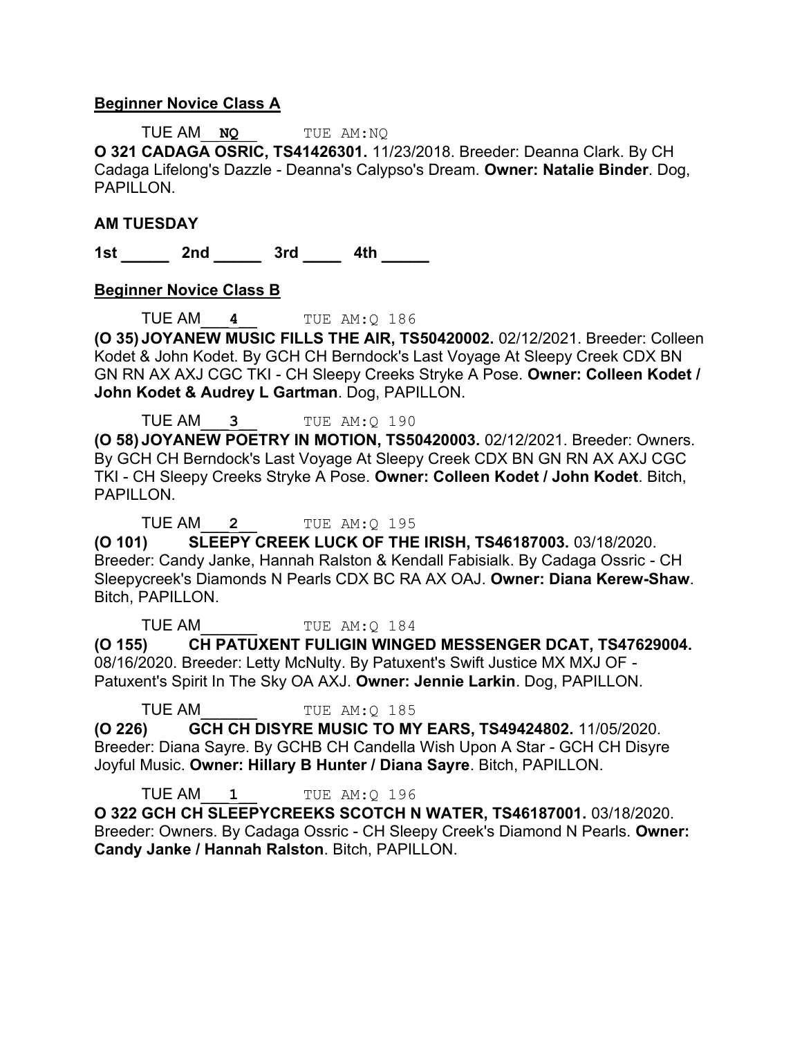**Beginner Novice Class A**

TUE AM\_\_**NQ**\_\_ TUE AM:NQ

**O 321 CADAGA OSRIC, TS41426301.** 11/23/2018. Breeder: Deanna Clark. By CH Cadaga Lifelong's Dazzle - Deanna's Calypso's Dream. **Owner: Natalie Binder**. Dog, PAPILLON.

**AM TUESDAY**

**1st \_\_\_\_\_ 2nd \_\_\_\_\_ 3rd \_\_\_\_ 4th \_\_\_\_\_**

**Beginner Novice Class B**

TUE AM\_\_\_**4**\_\_ TUE AM:Q 186

**(O 35) JOYANEW MUSIC FILLS THE AIR, TS50420002.** 02/12/2021. Breeder: Colleen Kodet & John Kodet. By GCH CH Berndock's Last Voyage At Sleepy Creek CDX BN GN RN AX AXJ CGC TKI - CH Sleepy Creeks Stryke A Pose. **Owner: Colleen Kodet / John Kodet & Audrey L Gartman**. Dog, PAPILLON.

TUE AM\_\_\_**3**\_\_ TUE AM:Q 190

**(O 58) JOYANEW POETRY IN MOTION, TS50420003.** 02/12/2021. Breeder: Owners. By GCH CH Berndock's Last Voyage At Sleepy Creek CDX BN GN RN AX AXJ CGC TKI - CH Sleepy Creeks Stryke A Pose. **Owner: Colleen Kodet / John Kodet**. Bitch, PAPILLON.

TUE AM\_\_\_**2**\_\_ TUE AM:Q 195

**(O 101) SLEEPY CREEK LUCK OF THE IRISH, TS46187003.** 03/18/2020. Breeder: Candy Janke, Hannah Ralston & Kendall Fabisialk. By Cadaga Ossric - CH Sleepycreek's Diamonds N Pearls CDX BC RA AX OAJ. **Owner: Diana Kerew-Shaw**. Bitch, PAPILLON.

TUE AM\_\_\_\_\_\_ TUE AM:Q 184

**(O 155) CH PATUXENT FULIGIN WINGED MESSENGER DCAT, TS47629004.** 08/16/2020. Breeder: Letty McNulty. By Patuxent's Swift Justice MX MXJ OF - Patuxent's Spirit In The Sky OA AXJ. **Owner: Jennie Larkin**. Dog, PAPILLON.

TUE AM\_\_\_\_\_\_ TUE AM:Q 185

**(O 226) GCH CH DISYRE MUSIC TO MY EARS, TS49424802.** 11/05/2020. Breeder: Diana Sayre. By GCHB CH Candella Wish Upon A Star - GCH CH Disyre Joyful Music. **Owner: Hillary B Hunter / Diana Sayre**. Bitch, PAPILLON.

TUE AM\_\_\_**1**\_\_ TUE AM:Q 196

**O 322 GCH CH SLEEPYCREEKS SCOTCH N WATER, TS46187001.** 03/18/2020. Breeder: Owners. By Cadaga Ossric - CH Sleepy Creek's Diamond N Pearls. **Owner: Candy Janke / Hannah Ralston**. Bitch, PAPILLON.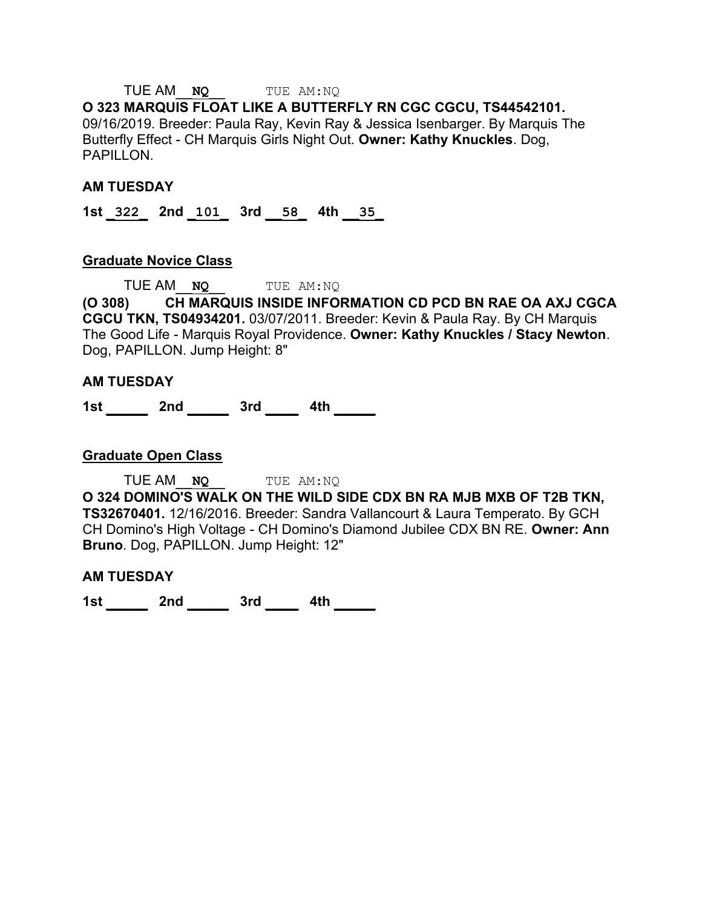TUE AM__**NQ**__ TUE AM:NQ

**O 323 MARQUIS FLOAT LIKE A BUTTERFLY RN CGC CGCU, TS44542101.** 09/16/2019. Breeder: Paula Ray, Kevin Ray & Jessica Isenbarger. By Marquis The Butterfly Effect - CH Marquis Girls Night Out. **Owner: Kathy Knuckles**. Dog, PAPILLON.

**AM TUESDAY**

**1st** _322_ **2nd** _101_ **3rd** __58_ **4th** __35_

**Graduate Novice Class**

TUE AM__**NQ**__ TUE AM:NQ

**(O 308) CH MARQUIS INSIDE INFORMATION CD PCD BN RAE OA AXJ CGCA CGCU TKN, TS04934201.** 03/07/2011. Breeder: Kevin & Paula Ray. By CH Marquis The Good Life - Marquis Royal Providence. **Owner: Kathy Knuckles / Stacy Newton**. Dog, PAPILLON. Jump Height: 8"

**AM TUESDAY**

**1st** _____ **2nd** _____ **3rd** ____ **4th** _____

**Graduate Open Class**

TUE AM__**NQ**__ TUE AM:NQ

**O 324 DOMINO'S WALK ON THE WILD SIDE CDX BN RA MJB MXB OF T2B TKN, TS32670401.** 12/16/2016. Breeder: Sandra Vallancourt & Laura Temperato. By GCH CH Domino's High Voltage - CH Domino's Diamond Jubilee CDX BN RE. **Owner: Ann Bruno**. Dog, PAPILLON. Jump Height: 12"

**AM TUESDAY**

**1st** _____ **2nd** _____ **3rd** ____ **4th** _____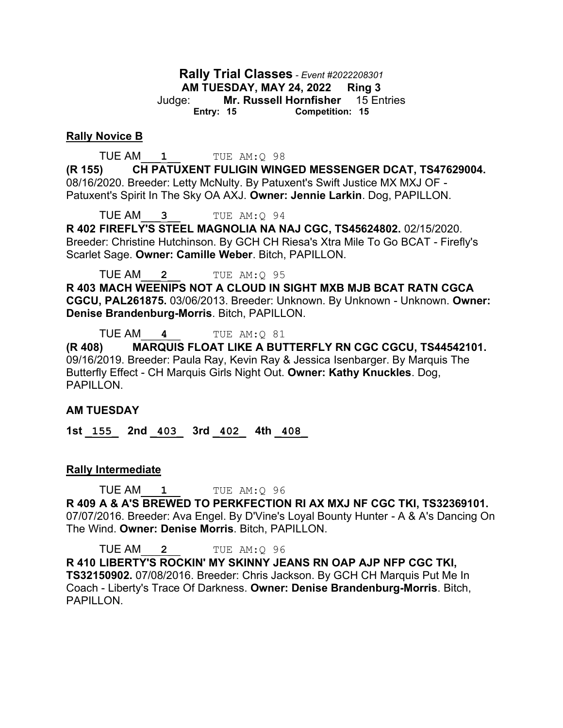## Rally Trial Classes - *Event #2022208301*

**AM TUESDAY, MAY 24, 2022 Ring 3**

Judge: **Mr. Russell Hornfisher** 15 Entries

**Entry: 15 Competition: 15**

### Rally Novice B

TUE AM___1___ TUE AM:Q 98

**(R 155) CH PATUXENT FULIGIN WINGED MESSENGER DCAT, TS47629004.** 08/16/2020. Breeder: Letty McNulty. By Patuxent's Swift Justice MX MXJ OF - Patuxent's Spirit In The Sky OA AXJ. **Owner: Jennie Larkin**. Dog, PAPILLON.

TUE AM___3___ TUE AM:Q 94

**R 402 FIREFLY'S STEEL MAGNOLIA NA NAJ CGC, TS45624802.** 02/15/2020. Breeder: Christine Hutchinson. By GCH CH Riesa's Xtra Mile To Go BCAT - Firefly's Scarlet Sage. **Owner: Camille Weber**. Bitch, PAPILLON.

TUE AM___2___ TUE AM:Q 95

**R 403 MACH WEENIPS NOT A CLOUD IN SIGHT MXB MJB BCAT RATN CGCA CGCU, PAL261875.** 03/06/2013. Breeder: Unknown. By Unknown - Unknown. **Owner: Denise Brandenburg-Morris**. Bitch, PAPILLON.

TUE AM___4___ TUE AM:Q 81

**(R 408) MARQUIS FLOAT LIKE A BUTTERFLY RN CGC CGCU, TS44542101.** 09/16/2019. Breeder: Paula Ray, Kevin Ray & Jessica Isenbarger. By Marquis The Butterfly Effect - CH Marquis Girls Night Out. **Owner: Kathy Knuckles**. Dog, PAPILLON.

**AM TUESDAY**

**1st** _155_ **2nd** _403_ **3rd** _402_ **4th** _408_

### Rally Intermediate

TUE AM___1___ TUE AM:Q 96

**R 409 A & A'S BREWED TO PERKFECTION RI AX MXJ NF CGC TKI, TS32369101.** 07/07/2016. Breeder: Ava Engel. By D'Vine's Loyal Bounty Hunter - A & A's Dancing On The Wind. **Owner: Denise Morris**. Bitch, PAPILLON.

TUE AM___2___ TUE AM:Q 96

**R 410 LIBERTY'S ROCKIN' MY SKINNY JEANS RN OAP AJP NFP CGC TKI, TS32150902.** 07/08/2016. Breeder: Chris Jackson. By GCH CH Marquis Put Me In Coach - Liberty's Trace Of Darkness. **Owner: Denise Brandenburg-Morris**. Bitch, PAPILLON.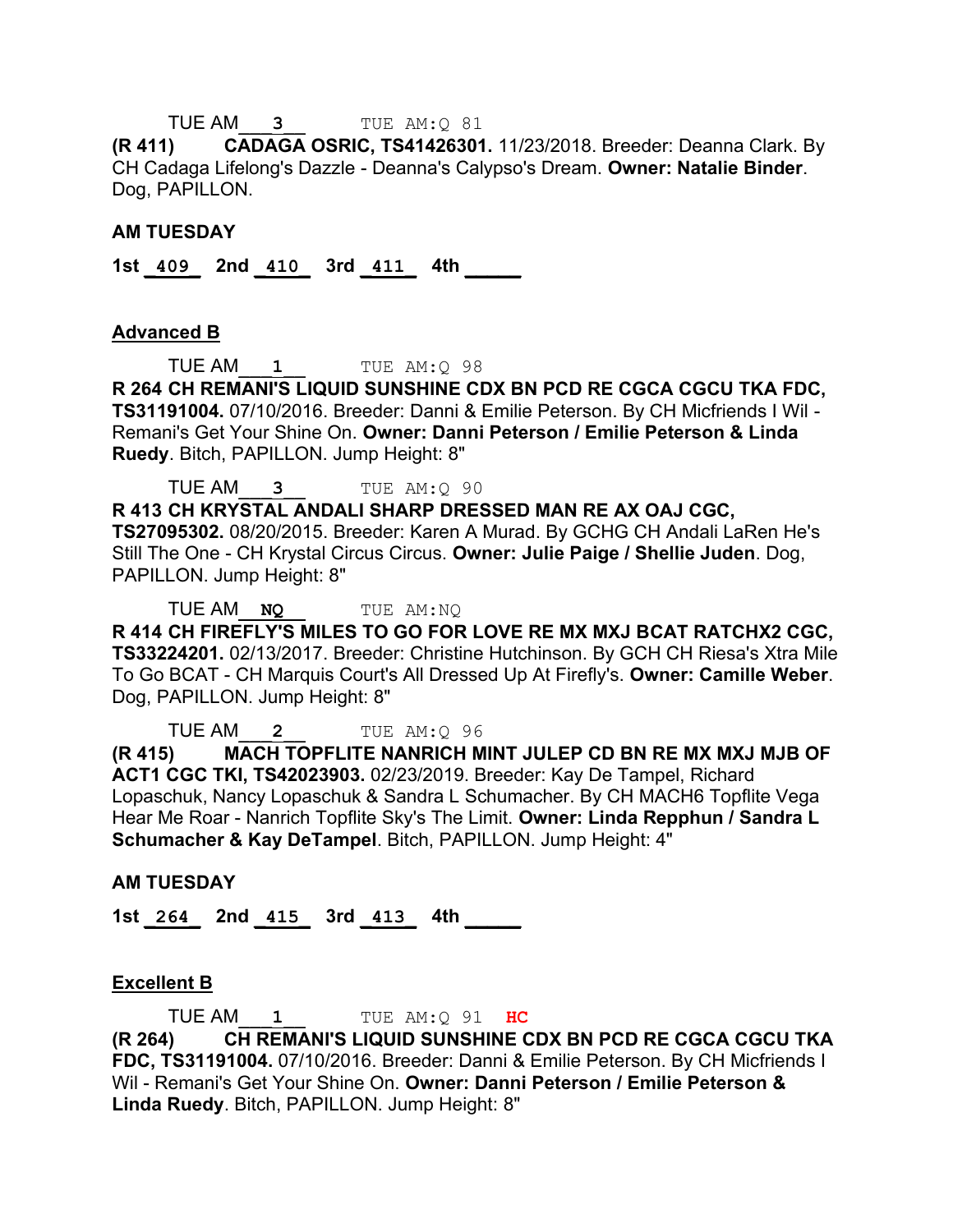TUE AM **3** TUE AM:Q 81

**(R 411) CADAGA OSRIC, TS41426301.** 11/23/2018. Breeder: Deanna Clark. By CH Cadaga Lifelong's Dazzle - Deanna's Calypso's Dream. **Owner: Natalie Binder**. Dog, PAPILLON.

**AM TUESDAY**

**1st** 409 **2nd** 410 **3rd** 411 **4th** _____

**Advanced B**

TUE AM **1** TUE AM:Q 98

**R 264 CH REMANI'S LIQUID SUNSHINE CDX BN PCD RE CGCA CGCU TKA FDC, TS31191004.** 07/10/2016. Breeder: Danni & Emilie Peterson. By CH Micfriends I Wil - Remani's Get Your Shine On. **Owner: Danni Peterson / Emilie Peterson & Linda Ruedy**. Bitch, PAPILLON. Jump Height: 8"

TUE AM **3** TUE AM:Q 90

**R 413 CH KRYSTAL ANDALI SHARP DRESSED MAN RE AX OAJ CGC, TS27095302.** 08/20/2015. Breeder: Karen A Murad. By GCHG CH Andali LaRen He's Still The One - CH Krystal Circus Circus. **Owner: Julie Paige / Shellie Juden**. Dog, PAPILLON. Jump Height: 8"

TUE AM **NQ** TUE AM:NQ

**R 414 CH FIREFLY'S MILES TO GO FOR LOVE RE MX MXJ BCAT RATCHX2 CGC, TS33224201.** 02/13/2017. Breeder: Christine Hutchinson. By GCH CH Riesa's Xtra Mile To Go BCAT - CH Marquis Court's All Dressed Up At Firefly's. **Owner: Camille Weber**. Dog, PAPILLON. Jump Height: 8"

TUE AM **2** TUE AM:Q 96

**(R 415) MACH TOPFLITE NANRICH MINT JULEP CD BN RE MX MXJ MJB OF ACT1 CGC TKI, TS42023903.** 02/23/2019. Breeder: Kay De Tampel, Richard Lopaschuk, Nancy Lopaschuk & Sandra L Schumacher. By CH MACH6 Topflite Vega Hear Me Roar - Nanrich Topflite Sky's The Limit. **Owner: Linda Repphun / Sandra L Schumacher & Kay DeTampel**. Bitch, PAPILLON. Jump Height: 4"

**AM TUESDAY**

**1st** 264 **2nd** 415 **3rd** 413 **4th** _____

**Excellent B**

TUE AM **1** TUE AM:Q 91 **HC**

**(R 264) CH REMANI'S LIQUID SUNSHINE CDX BN PCD RE CGCA CGCU TKA FDC, TS31191004.** 07/10/2016. Breeder: Danni & Emilie Peterson. By CH Micfriends I Wil - Remani's Get Your Shine On. **Owner: Danni Peterson / Emilie Peterson & Linda Ruedy**. Bitch, PAPILLON. Jump Height: 8"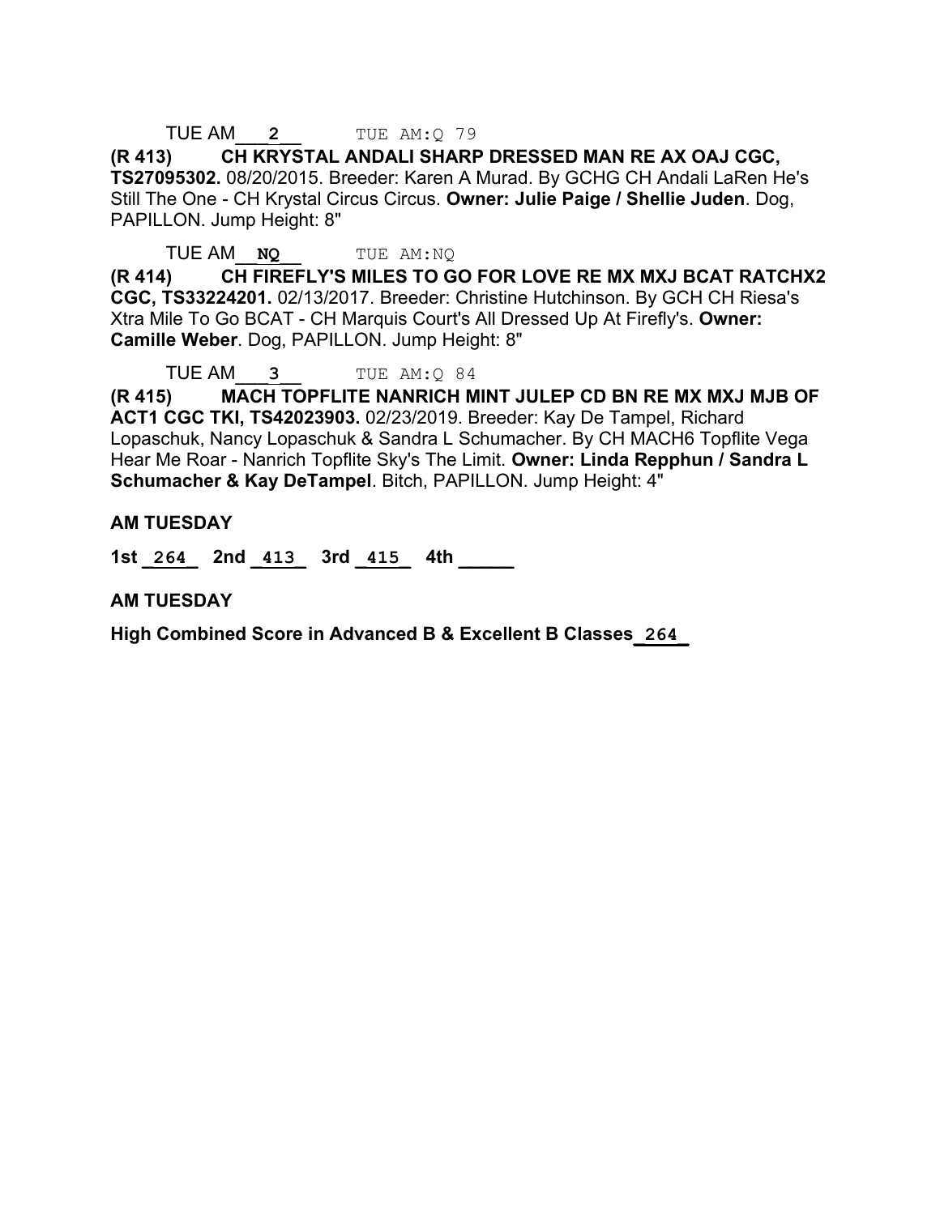TUE AM\_\_\_**2**\_\_ TUE AM:Q 79

**(R 413) CH KRYSTAL ANDALI SHARP DRESSED MAN RE AX OAJ CGC, TS27095302.** 08/20/2015. Breeder: Karen A Murad. By GCHG CH Andali LaRen He's Still The One - CH Krystal Circus Circus. **Owner: Julie Paige / Shellie Juden**. Dog, PAPILLON. Jump Height: 8"

TUE AM\_\_**NQ**\_\_ TUE AM:NQ

**(R 414) CH FIREFLY'S MILES TO GO FOR LOVE RE MX MXJ BCAT RATCHX2 CGC, TS33224201.** 02/13/2017. Breeder: Christine Hutchinson. By GCH CH Riesa's Xtra Mile To Go BCAT - CH Marquis Court's All Dressed Up At Firefly's. **Owner: Camille Weber**. Dog, PAPILLON. Jump Height: 8"

TUE AM\_\_\_**3**\_\_ TUE AM:Q 84

**(R 415) MACH TOPFLITE NANRICH MINT JULEP CD BN RE MX MXJ MJB OF ACT1 CGC TKI, TS42023903.** 02/23/2019. Breeder: Kay De Tampel, Richard Lopaschuk, Nancy Lopaschuk & Sandra L Schumacher. By CH MACH6 Topflite Vega Hear Me Roar - Nanrich Topflite Sky's The Limit. **Owner: Linda Repphun / Sandra L Schumacher & Kay DeTampel**. Bitch, PAPILLON. Jump Height: 4"

**AM TUESDAY**

**1st** \_**264**\_ **2nd** \_**413**\_ **3rd** \_**415**\_ **4th** \_\_\_\_\_

**AM TUESDAY**

**High Combined Score in Advanced B & Excellent B Classes** \_**264**\_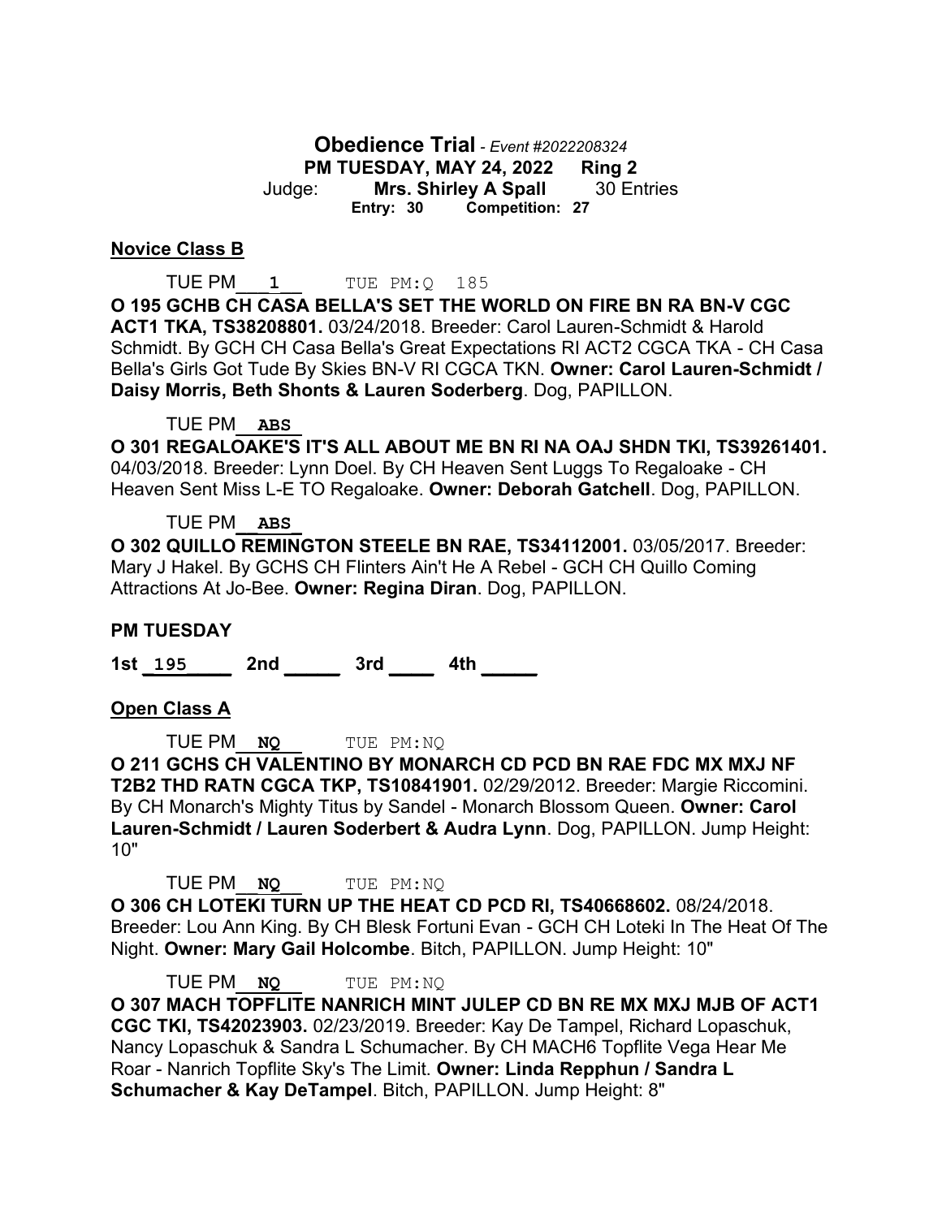**Obedience Trial** - *Event #2022208324*
**PM TUESDAY, MAY 24, 2022 Ring 2**
Judge: **Mrs. Shirley A Spall** 30 Entries
**Entry: 30 Competition: 27**

**Novice Class B**

TUE PM___1___ TUE PM:Q 185

**O 195 GCHB CH CASA BELLA'S SET THE WORLD ON FIRE BN RA BN-V CGC ACT1 TKA, TS38208801.** 03/24/2018. Breeder: Carol Lauren-Schmidt & Harold Schmidt. By GCH CH Casa Bella's Great Expectations RI ACT2 CGCA TKA - CH Casa Bella's Girls Got Tude By Skies BN-V RI CGCA TKN. **Owner: Carol Lauren-Schmidt / Daisy Morris, Beth Shonts & Lauren Soderberg**. Dog, PAPILLON.

TUE PM__ABS__

**O 301 REGALOAKE'S IT'S ALL ABOUT ME BN RI NA OAJ SHDN TKI, TS39261401.** 04/03/2018. Breeder: Lynn Doel. By CH Heaven Sent Luggs To Regaloake - CH Heaven Sent Miss L-E TO Regaloake. **Owner: Deborah Gatchell**. Dog, PAPILLON.

TUE PM__ABS__

**O 302 QUILLO REMINGTON STEELE BN RAE, TS34112001.** 03/05/2017. Breeder: Mary J Hakel. By GCHS CH Flinters Ain't He A Rebel - GCH CH Quillo Coming Attractions At Jo-Bee. **Owner: Regina Diran**. Dog, PAPILLON.

**PM TUESDAY**

**1st _195____ 2nd _____ 3rd ____ 4th _____**

**Open Class A**

TUE PM__NQ___ TUE PM:NQ

**O 211 GCHS CH VALENTINO BY MONARCH CD PCD BN RAE FDC MX MXJ NF T2B2 THD RATN CGCA TKP, TS10841901.** 02/29/2012. Breeder: Margie Riccomini. By CH Monarch's Mighty Titus by Sandel - Monarch Blossom Queen. **Owner: Carol Lauren-Schmidt / Lauren Soderbert & Audra Lynn**. Dog, PAPILLON. Jump Height: 10"

TUE PM__NQ___ TUE PM:NQ

**O 306 CH LOTEKI TURN UP THE HEAT CD PCD RI, TS40668602.** 08/24/2018. Breeder: Lou Ann King. By CH Blesk Fortuni Evan - GCH CH Loteki In The Heat Of The Night. **Owner: Mary Gail Holcombe**. Bitch, PAPILLON. Jump Height: 10"

TUE PM__NQ___ TUE PM:NQ

**O 307 MACH TOPFLITE NANRICH MINT JULEP CD BN RE MX MXJ MJB OF ACT1 CGC TKI, TS42023903.** 02/23/2019. Breeder: Kay De Tampel, Richard Lopaschuk, Nancy Lopaschuk & Sandra L Schumacher. By CH MACH6 Topflite Vega Hear Me Roar - Nanrich Topflite Sky's The Limit. **Owner: Linda Repphun / Sandra L Schumacher & Kay DeTampel**. Bitch, PAPILLON. Jump Height: 8"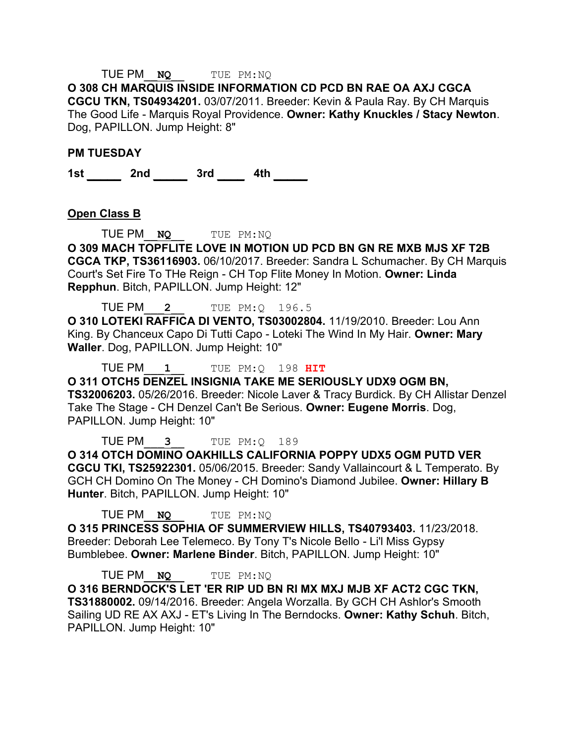TUE PM__**NQ**__ TUE PM:NQ

**O 308 CH MARQUIS INSIDE INFORMATION CD PCD BN RAE OA AXJ CGCA CGCU TKN, TS04934201.** 03/07/2011. Breeder: Kevin & Paula Ray. By CH Marquis The Good Life - Marquis Royal Providence. **Owner: Kathy Knuckles / Stacy Newton**. Dog, PAPILLON. Jump Height: 8"

**PM TUESDAY**

**1st _____ 2nd _____ 3rd ____ 4th _____**

**Open Class B**

TUE PM__**NQ**__ TUE PM:NQ

**O 309 MACH TOPFLITE LOVE IN MOTION UD PCD BN GN RE MXB MJS XF T2B CGCA TKP, TS36116903.** 06/10/2017. Breeder: Sandra L Schumacher. By CH Marquis Court's Set Fire To THe Reign - CH Top Flite Money In Motion. **Owner: Linda Repphun**. Bitch, PAPILLON. Jump Height: 12"

TUE PM___**2**___ TUE PM:Q 196.5

**O 310 LOTEKI RAFFICA DI VENTO, TS03002804.** 11/19/2010. Breeder: Lou Ann King. By Chanceux Capo Di Tutti Capo - Loteki The Wind In My Hair. **Owner: Mary Waller**. Dog, PAPILLON. Jump Height: 10"

TUE PM___**1**___ TUE PM:Q 198 **HIT**

**O 311 OTCH5 DENZEL INSIGNIA TAKE ME SERIOUSLY UDX9 OGM BN, TS32006203.** 05/26/2016. Breeder: Nicole Laver & Tracy Burdick. By CH Allistar Denzel Take The Stage - CH Denzel Can't Be Serious. **Owner: Eugene Morris**. Dog, PAPILLON. Jump Height: 10"

TUE PM___**3**___ TUE PM:Q 189

**O 314 OTCH DOMINO OAKHILLS CALIFORNIA POPPY UDX5 OGM PUTD VER CGCU TKI, TS25922301.** 05/06/2015. Breeder: Sandy Vallaincourt & L Temperato. By GCH CH Domino On The Money - CH Domino's Diamond Jubilee. **Owner: Hillary B Hunter**. Bitch, PAPILLON. Jump Height: 10"

TUE PM__**NQ**__ TUE PM:NQ

**O 315 PRINCESS SOPHIA OF SUMMERVIEW HILLS, TS40793403.** 11/23/2018. Breeder: Deborah Lee Telemeco. By Tony T's Nicole Bello - Li'l Miss Gypsy Bumblebee. **Owner: Marlene Binder**. Bitch, PAPILLON. Jump Height: 10"

TUE PM__**NQ**__ TUE PM:NQ

**O 316 BERNDOCK'S LET 'ER RIP UD BN RI MX MXJ MJB XF ACT2 CGC TKN, TS31880002.** 09/14/2016. Breeder: Angela Worzalla. By GCH CH Ashlor's Smooth Sailing UD RE AX AXJ - ET's Living In The Berndocks. **Owner: Kathy Schuh**. Bitch, PAPILLON. Jump Height: 10"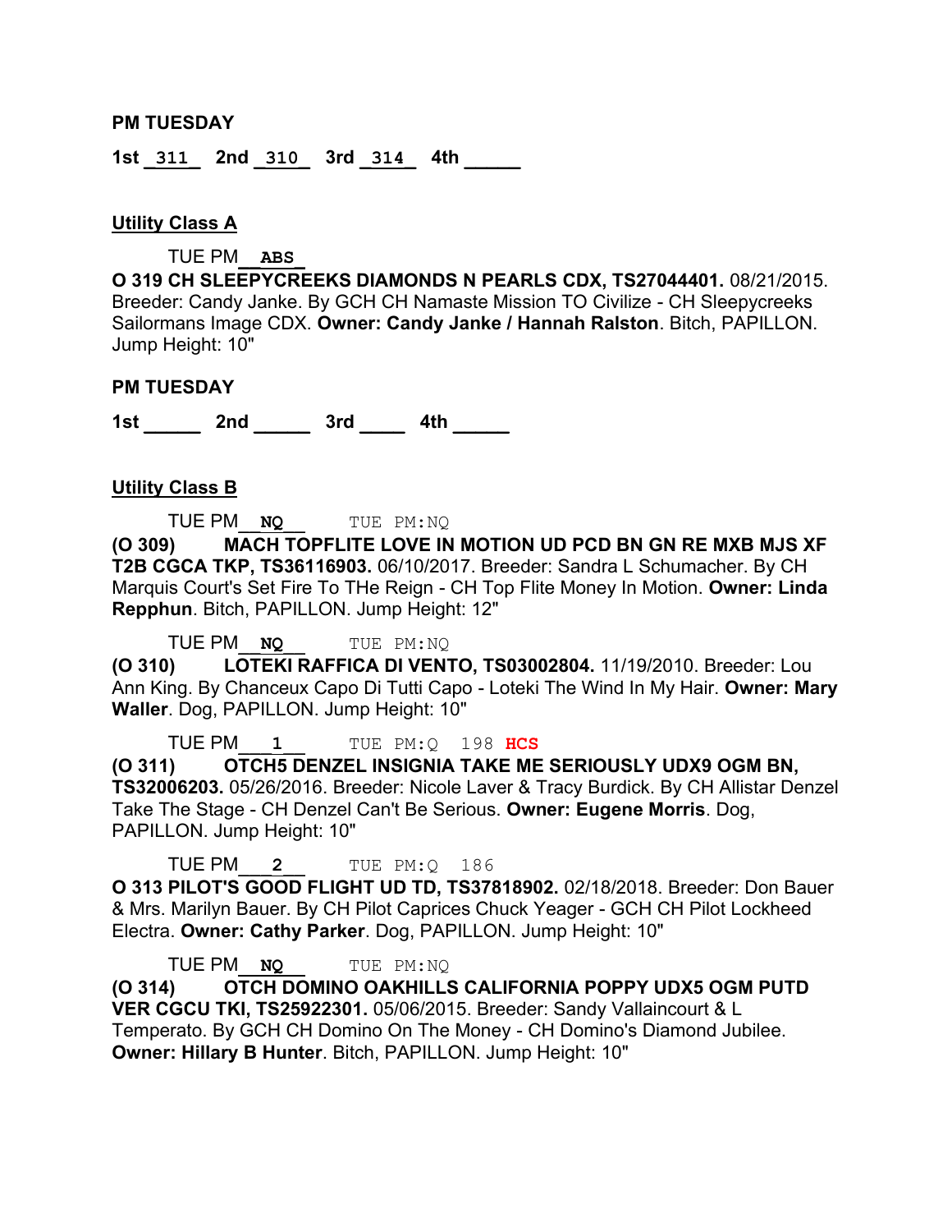**PM TUESDAY**

**1st** __311__ **2nd** __310__ **3rd** __314__ **4th** _____

**Utility Class A**

TUE PM __ABS__

**O 319 CH SLEEPYCREEKS DIAMONDS N PEARLS CDX, TS27044401.** 08/21/2015. Breeder: Candy Janke. By GCH CH Namaste Mission TO Civilize - CH Sleepycreeks Sailormans Image CDX. **Owner: Candy Janke / Hannah Ralston**. Bitch, PAPILLON. Jump Height: 10"

**PM TUESDAY**

**1st** _____ **2nd** _____ **3rd** ____ **4th** _____

**Utility Class B**

TUE PM __NQ__ TUE PM:NQ

**(O 309) MACH TOPFLITE LOVE IN MOTION UD PCD BN GN RE MXB MJS XF T2B CGCA TKP, TS36116903.** 06/10/2017. Breeder: Sandra L Schumacher. By CH Marquis Court's Set Fire To THe Reign - CH Top Flite Money In Motion. **Owner: Linda Repphun**. Bitch, PAPILLON. Jump Height: 12"

TUE PM __NQ__ TUE PM:NQ

**(O 310) LOTEKI RAFFICA DI VENTO, TS03002804.** 11/19/2010. Breeder: Lou Ann King. By Chanceux Capo Di Tutti Capo - Loteki The Wind In My Hair. **Owner: Mary Waller**. Dog, PAPILLON. Jump Height: 10"

TUE PM __1__ TUE PM:Q 198 **HCS**

**(O 311) OTCH5 DENZEL INSIGNIA TAKE ME SERIOUSLY UDX9 OGM BN, TS32006203.** 05/26/2016. Breeder: Nicole Laver & Tracy Burdick. By CH Allistar Denzel Take The Stage - CH Denzel Can't Be Serious. **Owner: Eugene Morris**. Dog, PAPILLON. Jump Height: 10"

TUE PM __2__ TUE PM:Q 186

**O 313 PILOT'S GOOD FLIGHT UD TD, TS37818902.** 02/18/2018. Breeder: Don Bauer & Mrs. Marilyn Bauer. By CH Pilot Caprices Chuck Yeager - GCH CH Pilot Lockheed Electra. **Owner: Cathy Parker**. Dog, PAPILLON. Jump Height: 10"

TUE PM __NQ__ TUE PM:NQ

**(O 314) OTCH DOMINO OAKHILLS CALIFORNIA POPPY UDX5 OGM PUTD VER CGCU TKI, TS25922301.** 05/06/2015. Breeder: Sandy Vallaincourt & L Temperato. By GCH CH Domino On The Money - CH Domino's Diamond Jubilee. **Owner: Hillary B Hunter**. Bitch, PAPILLON. Jump Height: 10"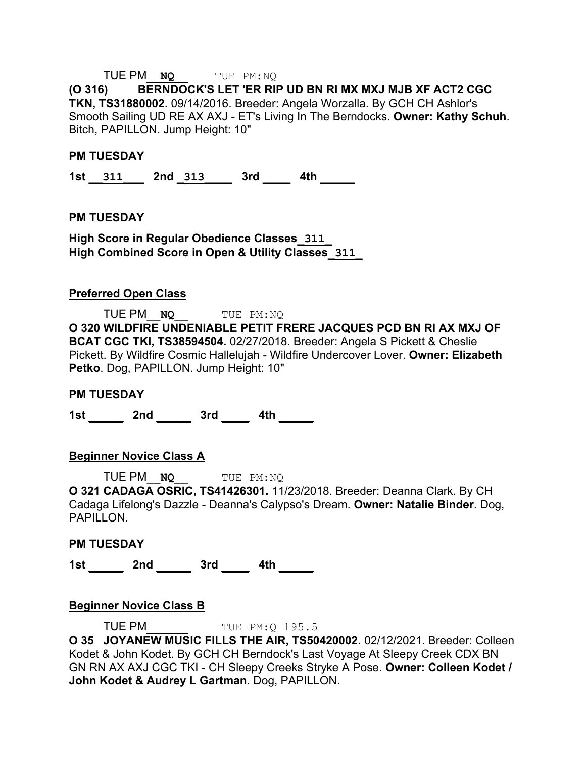TUE PM__NQ__ TUE PM:NQ

**(O 316) BERNDOCK'S LET 'ER RIP UD BN RI MX MXJ MJB XF ACT2 CGC TKN, TS31880002.** 09/14/2016. Breeder: Angela Worzalla. By GCH CH Ashlor's Smooth Sailing UD RE AX AXJ - ET's Living In The Berndocks. **Owner: Kathy Schuh**. Bitch, PAPILLON. Jump Height: 10"

**PM TUESDAY**

**1st __311___ 2nd _313_____ 3rd ____ 4th _____**

**PM TUESDAY**

**High Score in Regular Obedience Classes_311_**
**High Combined Score in Open & Utility Classes_311_**

**Preferred Open Class**

TUE PM__NQ__ TUE PM:NQ

**O 320 WILDFIRE UNDENIABLE PETIT FRERE JACQUES PCD BN RI AX MXJ OF BCAT CGC TKI, TS38594504.** 02/27/2018. Breeder: Angela S Pickett & Cheslie Pickett. By Wildfire Cosmic Hallelujah - Wildfire Undercover Lover. **Owner: Elizabeth Petko**. Dog, PAPILLON. Jump Height: 10"

**PM TUESDAY**

**1st _____ 2nd _____ 3rd ____ 4th _____**

**Beginner Novice Class A**

TUE PM__NQ__ TUE PM:NQ

**O 321 CADAGA OSRIC, TS41426301.** 11/23/2018. Breeder: Deanna Clark. By CH Cadaga Lifelong's Dazzle - Deanna's Calypso's Dream. **Owner: Natalie Binder**. Dog, PAPILLON.

**PM TUESDAY**

**1st _____ 2nd _____ 3rd ____ 4th _____**

**Beginner Novice Class B**

TUE PM______ TUE PM:Q 195.5

**O 35 JOYANEW MUSIC FILLS THE AIR, TS50420002.** 02/12/2021. Breeder: Colleen Kodet & John Kodet. By GCH CH Berndock's Last Voyage At Sleepy Creek CDX BN GN RN AX AXJ CGC TKI - CH Sleepy Creeks Stryke A Pose. **Owner: Colleen Kodet / John Kodet & Audrey L Gartman**. Dog, PAPILLON.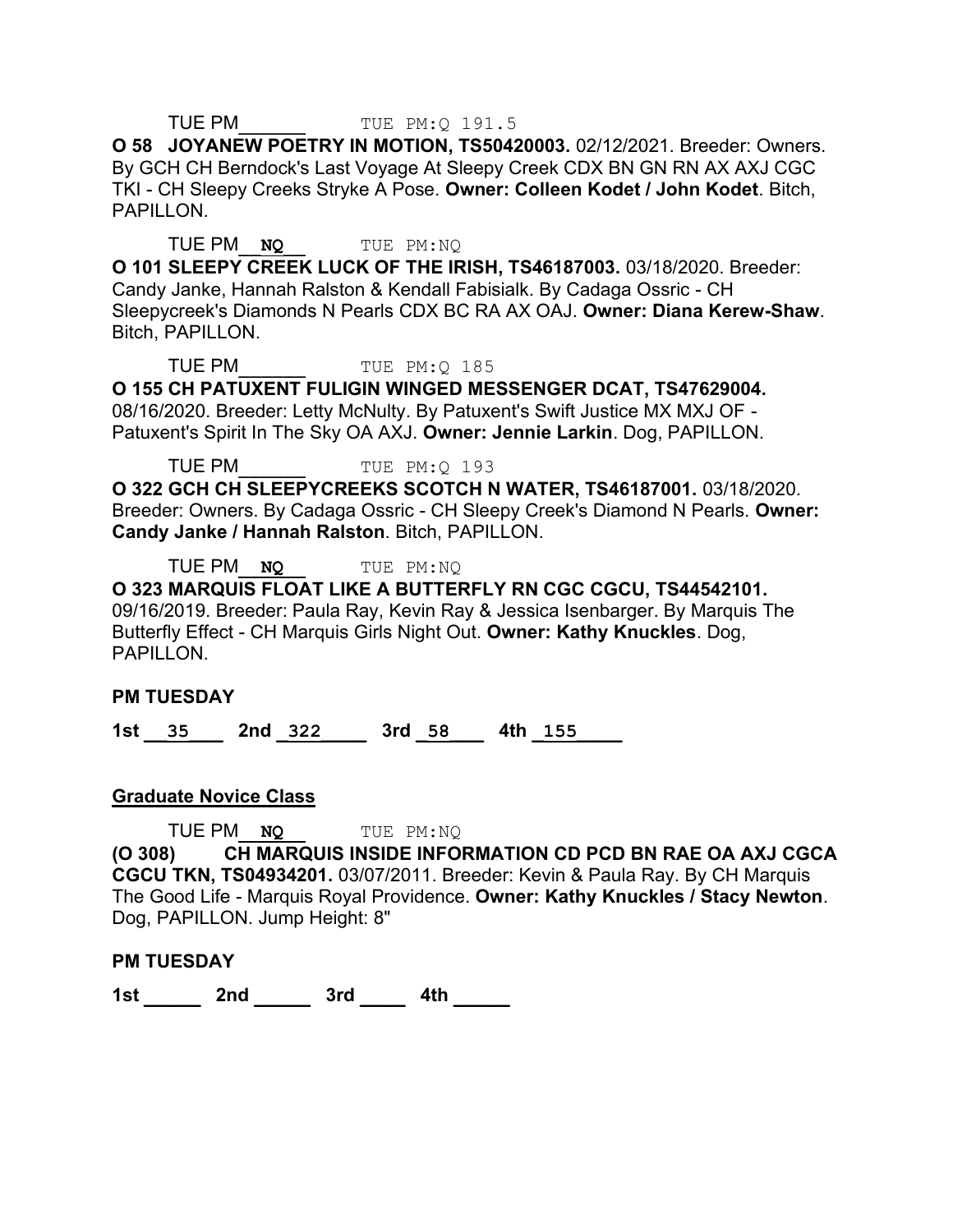TUE PM______ TUE PM:Q 191.5

**O 58 JOYANEW POETRY IN MOTION, TS50420003.** 02/12/2021. Breeder: Owners. By GCH CH Berndock's Last Voyage At Sleepy Creek CDX BN GN RN AX AXJ CGC TKI - CH Sleepy Creeks Stryke A Pose. **Owner: Colleen Kodet / John Kodet**. Bitch, PAPILLON.

TUE PM__**NQ**__ TUE PM:NQ

**O 101 SLEEPY CREEK LUCK OF THE IRISH, TS46187003.** 03/18/2020. Breeder: Candy Janke, Hannah Ralston & Kendall Fabisialk. By Cadaga Ossric - CH Sleepycreek's Diamonds N Pearls CDX BC RA AX OAJ. **Owner: Diana Kerew-Shaw**. Bitch, PAPILLON.

TUE PM______ TUE PM:Q 185

**O 155 CH PATUXENT FULIGIN WINGED MESSENGER DCAT, TS47629004.** 08/16/2020. Breeder: Letty McNulty. By Patuxent's Swift Justice MX MXJ OF - Patuxent's Spirit In The Sky OA AXJ. **Owner: Jennie Larkin**. Dog, PAPILLON.

TUE PM______ TUE PM:Q 193

**O 322 GCH CH SLEEPYCREEKS SCOTCH N WATER, TS46187001.** 03/18/2020. Breeder: Owners. By Cadaga Ossric - CH Sleepy Creek's Diamond N Pearls. **Owner: Candy Janke / Hannah Ralston**. Bitch, PAPILLON.

TUE PM__**NQ**__ TUE PM:NQ

**O 323 MARQUIS FLOAT LIKE A BUTTERFLY RN CGC CGCU, TS44542101.** 09/16/2019. Breeder: Paula Ray, Kevin Ray & Jessica Isenbarger. By Marquis The Butterfly Effect - CH Marquis Girls Night Out. **Owner: Kathy Knuckles**. Dog, PAPILLON.

**PM TUESDAY**

**1st** __35__ **2nd** __322__ **3rd** __58__ **4th** __155__

## Graduate Novice Class

TUE PM__**NQ**__ TUE PM:NQ

**(O 308) CH MARQUIS INSIDE INFORMATION CD PCD BN RAE OA AXJ CGCA CGCU TKN, TS04934201.** 03/07/2011. Breeder: Kevin & Paula Ray. By CH Marquis The Good Life - Marquis Royal Providence. **Owner: Kathy Knuckles / Stacy Newton**. Dog, PAPILLON. Jump Height: 8"

**PM TUESDAY**

**1st** _____ **2nd** _____ **3rd** ____ **4th** _____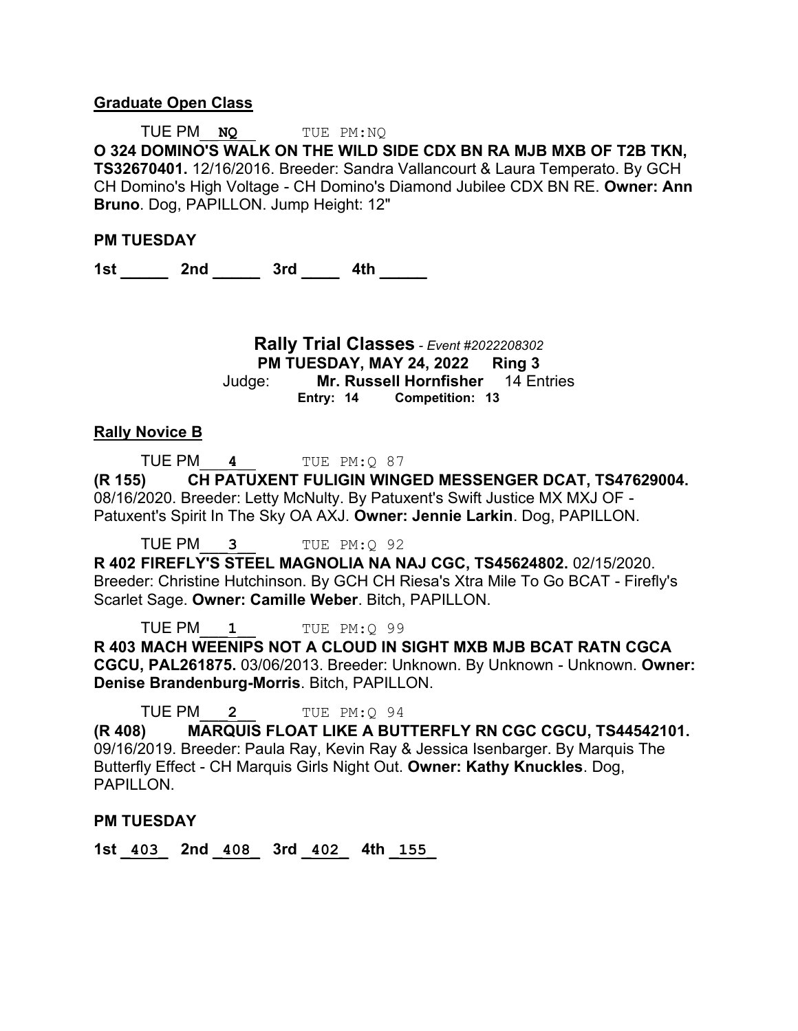**Graduate Open Class**

TUE PM__**NQ**__ TUE PM:NQ

**O 324 DOMINO'S WALK ON THE WILD SIDE CDX BN RA MJB MXB OF T2B TKN, TS32670401.** 12/16/2016. Breeder: Sandra Vallancourt & Laura Temperato. By GCH CH Domino's High Voltage - CH Domino's Diamond Jubilee CDX BN RE. **Owner: Ann Bruno**. Dog, PAPILLON. Jump Height: 12"

**PM TUESDAY**

**1st** _____ **2nd** _____ **3rd** ____ **4th** _____

## Rally Trial Classes - *Event #2022208302*

**PM TUESDAY, MAY 24, 2022 Ring 3**

Judge: **Mr. Russell Hornfisher** 14 Entries

**Entry: 14 Competition: 13**

**Rally Novice B**

TUE PM___**4**___ TUE PM:Q 87

**(R 155) CH PATUXENT FULIGIN WINGED MESSENGER DCAT, TS47629004.** 08/16/2020. Breeder: Letty McNulty. By Patuxent's Swift Justice MX MXJ OF - Patuxent's Spirit In The Sky OA AXJ. **Owner: Jennie Larkin**. Dog, PAPILLON.

TUE PM___**3**___ TUE PM:Q 92

**R 402 FIREFLY'S STEEL MAGNOLIA NA NAJ CGC, TS45624802.** 02/15/2020. Breeder: Christine Hutchinson. By GCH CH Riesa's Xtra Mile To Go BCAT - Firefly's Scarlet Sage. **Owner: Camille Weber**. Bitch, PAPILLON.

TUE PM___**1**___ TUE PM:Q 99

**R 403 MACH WEENIPS NOT A CLOUD IN SIGHT MXB MJB BCAT RATN CGCA CGCU, PAL261875.** 03/06/2013. Breeder: Unknown. By Unknown - Unknown. **Owner: Denise Brandenburg-Morris**. Bitch, PAPILLON.

TUE PM___**2**___ TUE PM:Q 94

**(R 408) MARQUIS FLOAT LIKE A BUTTERFLY RN CGC CGCU, TS44542101.** 09/16/2019. Breeder: Paula Ray, Kevin Ray & Jessica Isenbarger. By Marquis The Butterfly Effect - CH Marquis Girls Night Out. **Owner: Kathy Knuckles**. Dog, PAPILLON.

**PM TUESDAY**

**1st** _403_ **2nd** _408_ **3rd** _402_ **4th** _155_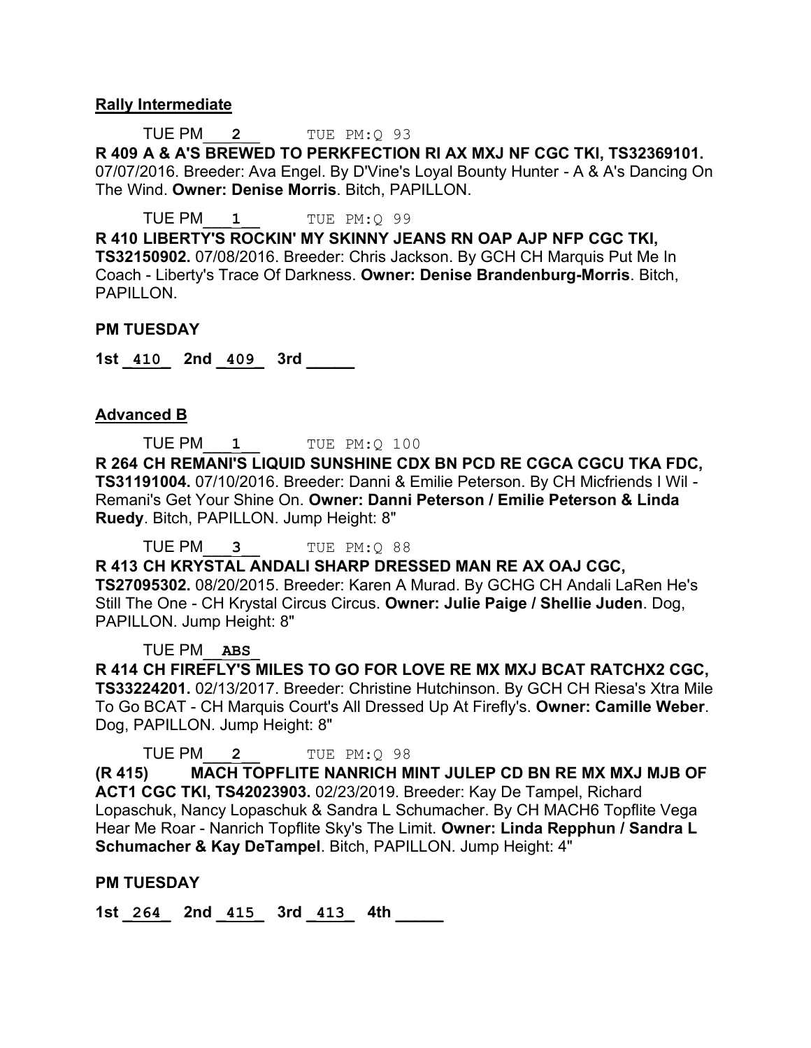**Rally Intermediate**

TUE PM ___2___ TUE PM:Q 93

**R 409 A & A'S BREWED TO PERKFECTION RI AX MXJ NF CGC TKI, TS32369101.** 07/07/2016. Breeder: Ava Engel. By D'Vine's Loyal Bounty Hunter - A & A's Dancing On The Wind. **Owner: Denise Morris**. Bitch, PAPILLON.

TUE PM ___1___ TUE PM:Q 99

**R 410 LIBERTY'S ROCKIN' MY SKINNY JEANS RN OAP AJP NFP CGC TKI, TS32150902.** 07/08/2016. Breeder: Chris Jackson. By GCH CH Marquis Put Me In Coach - Liberty's Trace Of Darkness. **Owner: Denise Brandenburg-Morris**. Bitch, PAPILLON.

**PM TUESDAY**

**1st _410_ 2nd _409_ 3rd _____**

**Advanced B**

TUE PM ___1___ TUE PM:Q 100

**R 264 CH REMANI'S LIQUID SUNSHINE CDX BN PCD RE CGCA CGCU TKA FDC, TS31191004.** 07/10/2016. Breeder: Danni & Emilie Peterson. By CH Micfriends I Wil - Remani's Get Your Shine On. **Owner: Danni Peterson / Emilie Peterson & Linda Ruedy**. Bitch, PAPILLON. Jump Height: 8"

TUE PM ___3___ TUE PM:Q 88

**R 413 CH KRYSTAL ANDALI SHARP DRESSED MAN RE AX OAJ CGC, TS27095302.** 08/20/2015. Breeder: Karen A Murad. By GCHG CH Andali LaRen He's Still The One - CH Krystal Circus Circus. **Owner: Julie Paige / Shellie Juden**. Dog, PAPILLON. Jump Height: 8"

TUE PM __ABS__

**R 414 CH FIREFLY'S MILES TO GO FOR LOVE RE MX MXJ BCAT RATCHX2 CGC, TS33224201.** 02/13/2017. Breeder: Christine Hutchinson. By GCH CH Riesa's Xtra Mile To Go BCAT - CH Marquis Court's All Dressed Up At Firefly's. **Owner: Camille Weber**. Dog, PAPILLON. Jump Height: 8"

TUE PM ___2___ TUE PM:Q 98

**(R 415) MACH TOPFLITE NANRICH MINT JULEP CD BN RE MX MXJ MJB OF ACT1 CGC TKI, TS42023903.** 02/23/2019. Breeder: Kay De Tampel, Richard Lopaschuk, Nancy Lopaschuk & Sandra L Schumacher. By CH MACH6 Topflite Vega Hear Me Roar - Nanrich Topflite Sky's The Limit. **Owner: Linda Repphun / Sandra L Schumacher & Kay DeTampel**. Bitch, PAPILLON. Jump Height: 4"

**PM TUESDAY**

**1st _264_ 2nd _415_ 3rd _413_ 4th _____**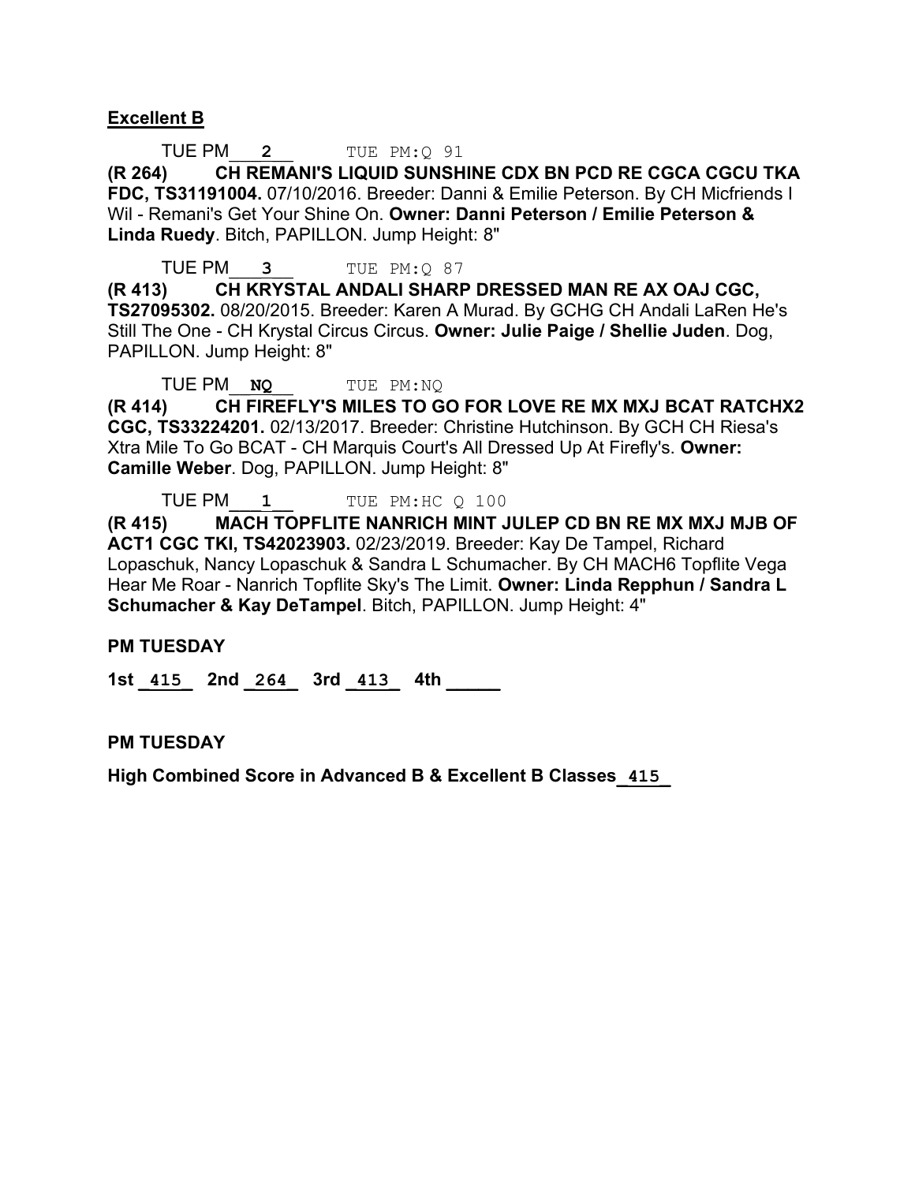**Excellent B**

TUE PM___2___ TUE PM:Q 91

**(R 264) CH REMANI'S LIQUID SUNSHINE CDX BN PCD RE CGCA CGCU TKA FDC, TS31191004.** 07/10/2016. Breeder: Danni & Emilie Peterson. By CH Micfriends I Wil - Remani's Get Your Shine On. **Owner: Danni Peterson / Emilie Peterson & Linda Ruedy**. Bitch, PAPILLON. Jump Height: 8"

TUE PM___3___ TUE PM:Q 87

**(R 413) CH KRYSTAL ANDALI SHARP DRESSED MAN RE AX OAJ CGC, TS27095302.** 08/20/2015. Breeder: Karen A Murad. By GCHG CH Andali LaRen He's Still The One - CH Krystal Circus Circus. **Owner: Julie Paige / Shellie Juden**. Dog, PAPILLON. Jump Height: 8"

TUE PM__NQ___ TUE PM:NQ

**(R 414) CH FIREFLY'S MILES TO GO FOR LOVE RE MX MXJ BCAT RATCHX2 CGC, TS33224201.** 02/13/2017. Breeder: Christine Hutchinson. By GCH CH Riesa's Xtra Mile To Go BCAT - CH Marquis Court's All Dressed Up At Firefly's. **Owner: Camille Weber**. Dog, PAPILLON. Jump Height: 8"

TUE PM___1___ TUE PM:HC Q 100

**(R 415) MACH TOPFLITE NANRICH MINT JULEP CD BN RE MX MXJ MJB OF ACT1 CGC TKI, TS42023903.** 02/23/2019. Breeder: Kay De Tampel, Richard Lopaschuk, Nancy Lopaschuk & Sandra L Schumacher. By CH MACH6 Topflite Vega Hear Me Roar - Nanrich Topflite Sky's The Limit. **Owner: Linda Repphun / Sandra L Schumacher & Kay DeTampel**. Bitch, PAPILLON. Jump Height: 4"

**PM TUESDAY**

**1st _415_ 2nd _264_ 3rd _413_ 4th _____**

**PM TUESDAY**

**High Combined Score in Advanced B & Excellent B Classes_415_**